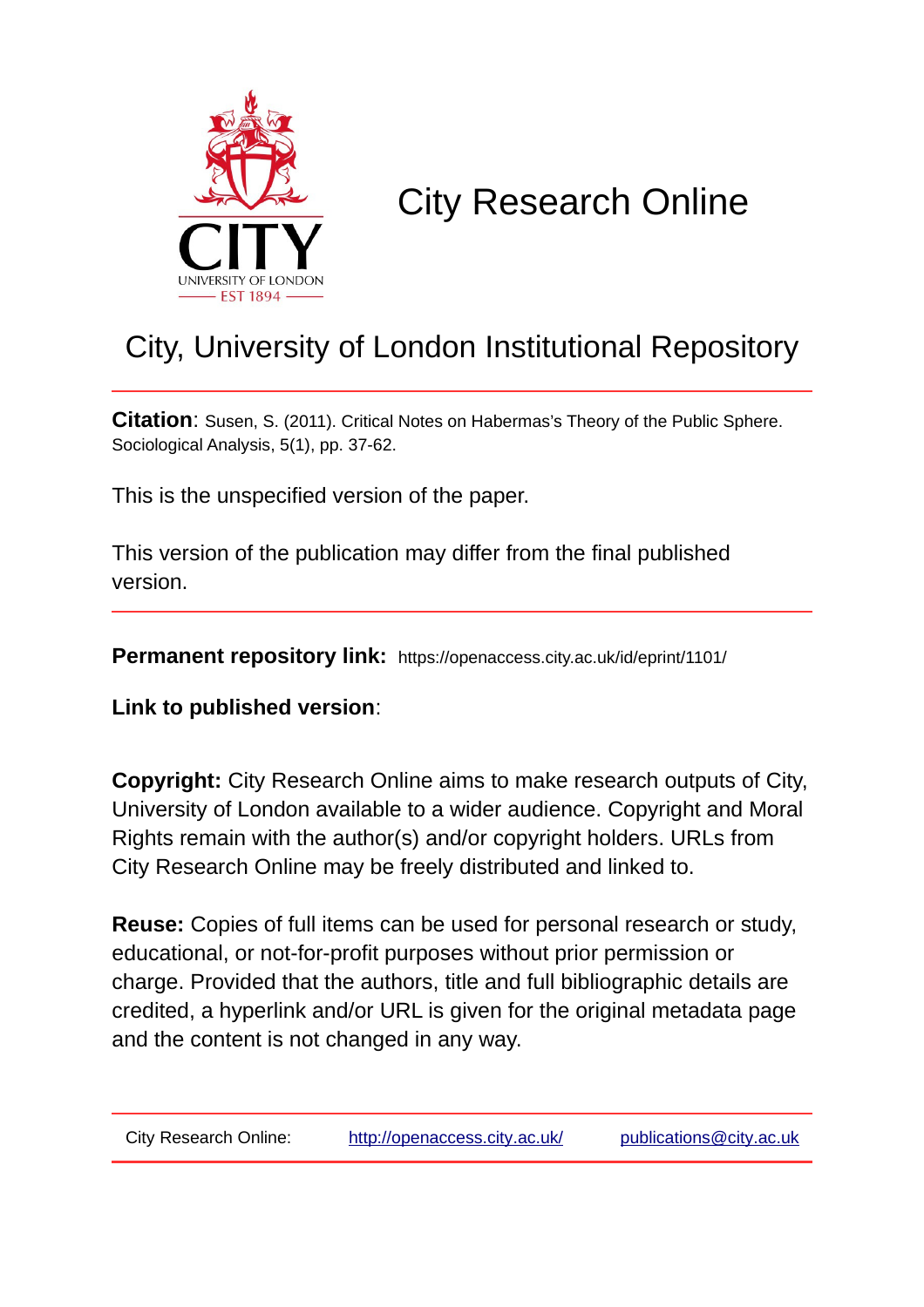# City Research Online

## City, University of London Institutional Repository

**Citation**: Susen, S. (2011). Critical Notes on Habermas's Theory of the Public Sphere. Sociological Analysis, 5(1), pp. 37-62.

This is the unspecified version of the paper.

This version of the publication may differ from the final published version.

**Permanent repository link:** https://openaccess.city.ac.uk/id/eprint/1101/

**Link to published version**:

**Copyright:** City Research Online aims to make research outputs of City, University of London available to a wider audience. Copyright and Moral Rights remain with the author(s) and/or copyright holders. URLs from City Research Online may be freely distributed and linked to.

**Reuse:** Copies of full items can be used for personal research or study, educational, or not-for-profit purposes without prior permission or charge. Provided that the authors, title and full bibliographic details are credited, a hyperlink and/or URL is given for the original metadata page and the content is not changed in any way.

City Research Online: http://openaccess.city.ac.uk/ publications@city.ac.uk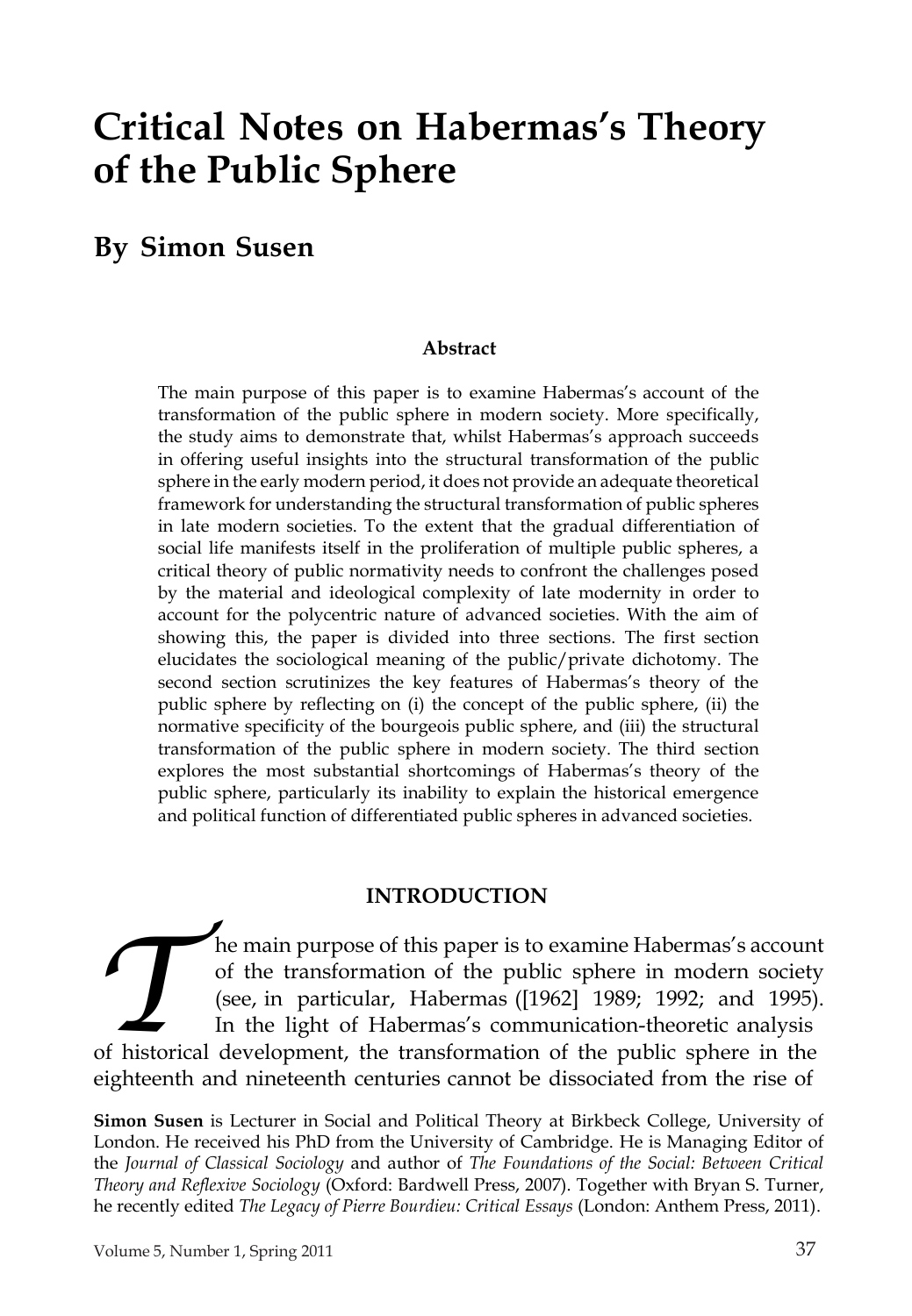# Critical Notes on Habermas's Theory of the Public Sphere

## By Simon Susen

**Abstract**

The main purpose of this paper is to examine Habermas's account of the transformation of the public sphere in modern society. More specifically, the study aims to demonstrate that, whilst Habermas's approach succeeds in offering useful insights into the structural transformation of the public sphere in the early modern period, it does not provide an adequate theoretical framework for understanding the structural transformation of public spheres in late modern societies. To the extent that the gradual differentiation of social life manifests itself in the proliferation of multiple public spheres, a critical theory of public normativity needs to confront the challenges posed by the material and ideological complexity of late modernity in order to account for the polycentric nature of advanced societies. With the aim of showing this, the paper is divided into three sections. The first section elucidates the sociological meaning of the public/private dichotomy. The second section scrutinizes the key features of Habermas's theory of the public sphere by reflecting on (i) the concept of the public sphere, (ii) the normative specificity of the bourgeois public sphere, and (iii) the structural transformation of the public sphere in modern society. The third section explores the most substantial shortcomings of Habermas's theory of the public sphere, particularly its inability to explain the historical emergence and political function of differentiated public spheres in advanced societies.

### INTRODUCTION

The main purpose of this paper is to examine Habermas's account of the transformation of the public sphere in modern society (see, in particular, Habermas ([1962] 1989; 1992; and 1995). In the light of Habermas's communication-theoretic analysis of historical development, the transformation of the public sphere in the eighteenth and nineteenth centuries cannot be dissociated from the rise of

**Simon Susen** is Lecturer in Social and Political Theory at Birkbeck College, University of London. He received his PhD from the University of Cambridge. He is Managing Editor of the *Journal of Classical Sociology* and author of *The Foundations of the Social: Between Critical Theory and Reflexive Sociology* (Oxford: Bardwell Press, 2007). Together with Bryan S. Turner, he recently edited *The Legacy of Pierre Bourdieu: Critical Essays* (London: Anthem Press, 2011).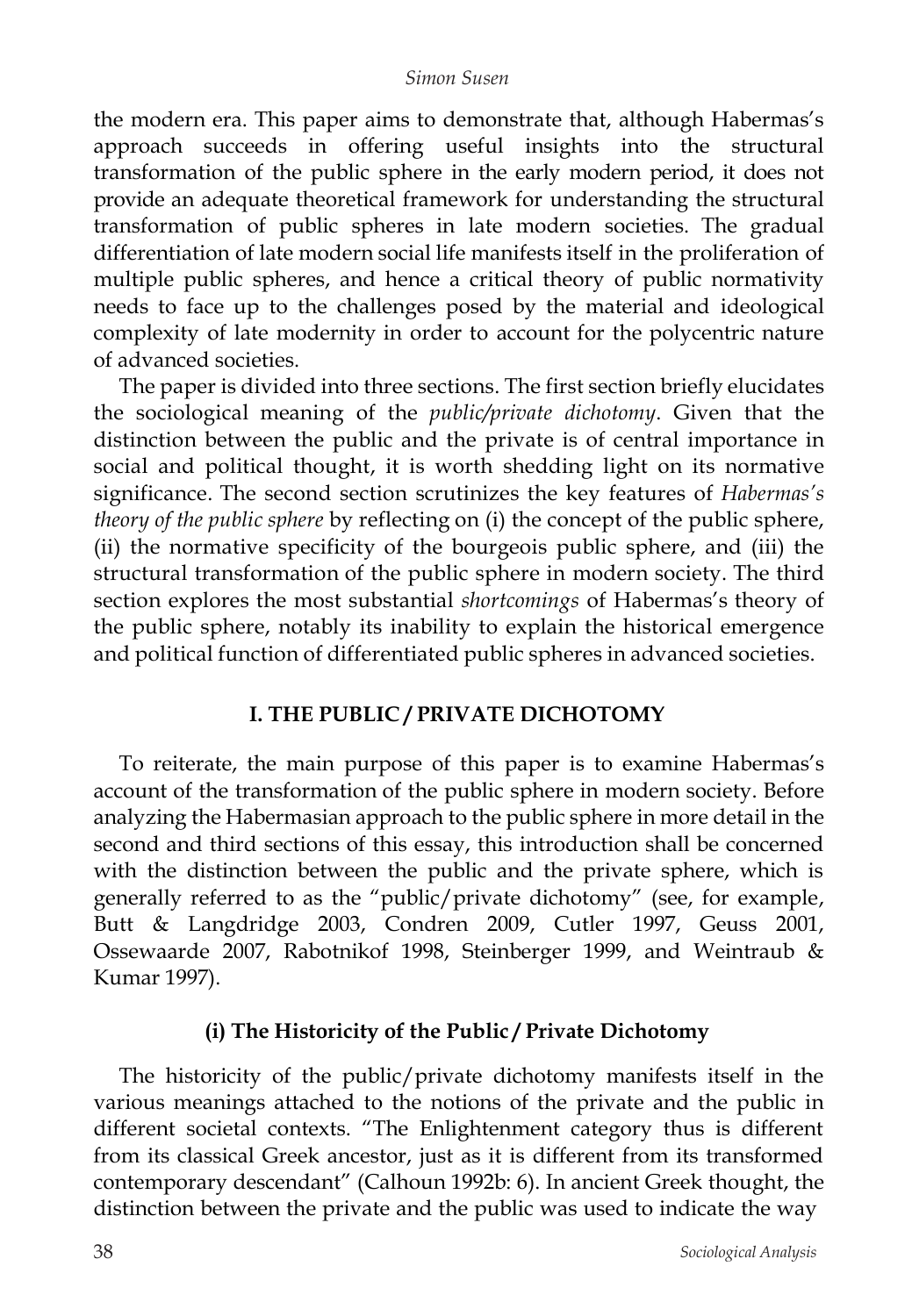the modern era. This paper aims to demonstrate that, although Habermas's approach succeeds in offering useful insights into the structural transformation of the public sphere in the early modern period, it does not provide an adequate theoretical framework for understanding the structural transformation of public spheres in late modern societies. The gradual differentiation of late modern social life manifests itself in the proliferation of multiple public spheres, and hence a critical theory of public normativity needs to face up to the challenges posed by the material and ideological complexity of late modernity in order to account for the polycentric nature of advanced societies.

The paper is divided into three sections. The first section briefly elucidates the sociological meaning of the *public/private dichotomy*. Given that the distinction between the public and the private is of central importance in social and political thought, it is worth shedding light on its normative significance. The second section scrutinizes the key features of *Habermas's theory of the public sphere* by reflecting on (i) the concept of the public sphere, (ii) the normative specificity of the bourgeois public sphere, and (iii) the structural transformation of the public sphere in modern society. The third section explores the most substantial *shortcomings* of Habermas's theory of the public sphere, notably its inability to explain the historical emergence and political function of differentiated public spheres in advanced societies.

## I. THE PUBLIC / PRIVATE DICHOTOMY

To reiterate, the main purpose of this paper is to examine Habermas's account of the transformation of the public sphere in modern society. Before analyzing the Habermasian approach to the public sphere in more detail in the second and third sections of this essay, this introduction shall be concerned with the distinction between the public and the private sphere, which is generally referred to as the "public/private dichotomy" (see, for example, Butt & Langdridge 2003, Condren 2009, Cutler 1997, Geuss 2001, Ossewaarde 2007, Rabotnikof 1998, Steinberger 1999, and Weintraub & Kumar 1997).

### (i) The Historicity of the Public / Private Dichotomy

The historicity of the public/private dichotomy manifests itself in the various meanings attached to the notions of the private and the public in different societal contexts. "The Enlightenment category thus is different from its classical Greek ancestor, just as it is different from its transformed contemporary descendant" (Calhoun 1992b: 6). In ancient Greek thought, the distinction between the private and the public was used to indicate the way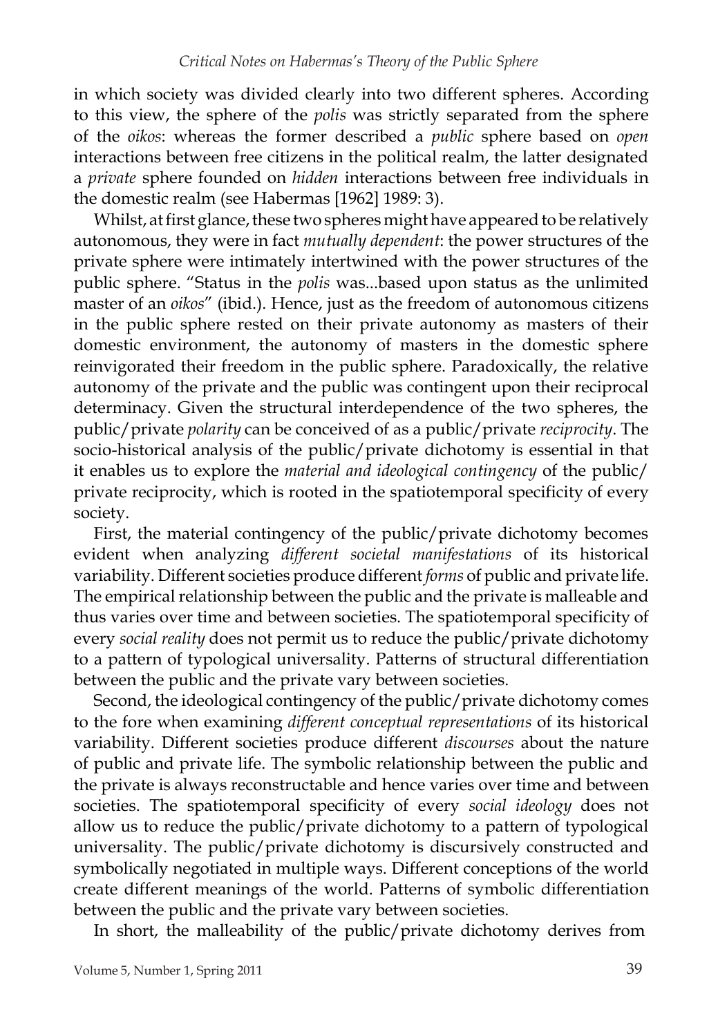in which society was divided clearly into two different spheres. According to this view, the sphere of the *polis* was strictly separated from the sphere of the *oikos*: whereas the former described a *public* sphere based on *open* interactions between free citizens in the political realm, the latter designated a *private* sphere founded on *hidden* interactions between free individuals in the domestic realm (see Habermas [1962] 1989: 3).

Whilst, at first glance, these two spheres might have appeared to be relatively autonomous, they were in fact *mutually dependent*: the power structures of the private sphere were intimately intertwined with the power structures of the public sphere. "Status in the *polis* was...based upon status as the unlimited master of an *oikos*" (ibid.). Hence, just as the freedom of autonomous citizens in the public sphere rested on their private autonomy as masters of their domestic environment, the autonomy of masters in the domestic sphere reinvigorated their freedom in the public sphere. Paradoxically, the relative autonomy of the private and the public was contingent upon their reciprocal determinacy. Given the structural interdependence of the two spheres, the public/private *polarity* can be conceived of as a public/private *reciprocity*. The socio-historical analysis of the public/private dichotomy is essential in that it enables us to explore the *material and ideological contingency* of the public/private reciprocity, which is rooted in the spatiotemporal specificity of every society.

First, the material contingency of the public/private dichotomy becomes evident when analyzing *different societal manifestations* of its historical variability. Different societies produce different *forms* of public and private life. The empirical relationship between the public and the private is malleable and thus varies over time and between societies. The spatiotemporal specificity of every *social reality* does not permit us to reduce the public/private dichotomy to a pattern of typological universality. Patterns of structural differentiation between the public and the private vary between societies.

Second, the ideological contingency of the public/private dichotomy comes to the fore when examining *different conceptual representations* of its historical variability. Different societies produce different *discourses* about the nature of public and private life. The symbolic relationship between the public and the private is always reconstructable and hence varies over time and between societies. The spatiotemporal specificity of every *social ideology* does not allow us to reduce the public/private dichotomy to a pattern of typological universality. The public/private dichotomy is discursively constructed and symbolically negotiated in multiple ways. Different conceptions of the world create different meanings of the world. Patterns of symbolic differentiation between the public and the private vary between societies.

In short, the malleability of the public/private dichotomy derives from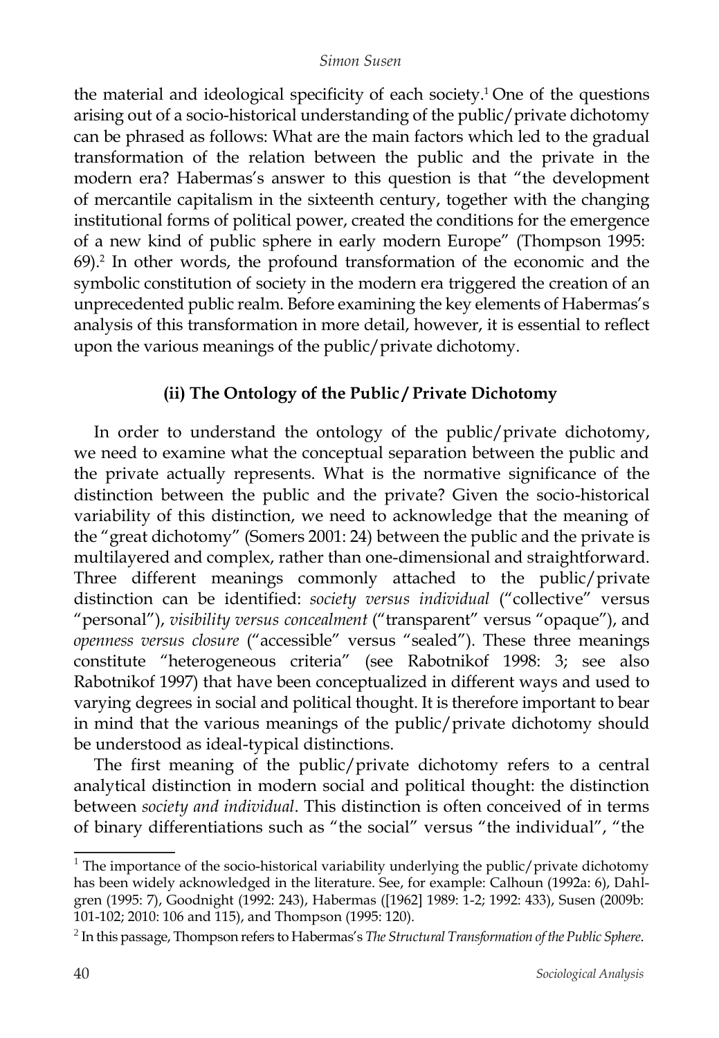the material and ideological specificity of each society.[1] One of the questions arising out of a socio-historical understanding of the public/private dichotomy can be phrased as follows: What are the main factors which led to the gradual transformation of the relation between the public and the private in the modern era? Habermas's answer to this question is that "the development of mercantile capitalism in the sixteenth century, together with the changing institutional forms of political power, created the conditions for the emergence of a new kind of public sphere in early modern Europe" (Thompson 1995: 69).[2] In other words, the profound transformation of the economic and the symbolic constitution of society in the modern era triggered the creation of an unprecedented public realm. Before examining the key elements of Habermas's analysis of this transformation in more detail, however, it is essential to reflect upon the various meanings of the public/private dichotomy.

### (ii) The Ontology of the Public/Private Dichotomy

In order to understand the ontology of the public/private dichotomy, we need to examine what the conceptual separation between the public and the private actually represents. What is the normative significance of the distinction between the public and the private? Given the socio-historical variability of this distinction, we need to acknowledge that the meaning of the "great dichotomy" (Somers 2001: 24) between the public and the private is multilayered and complex, rather than one-dimensional and straightforward. Three different meanings commonly attached to the public/private distinction can be identified: *society versus individual* ("collective" versus "personal"), *visibility versus concealment* ("transparent" versus "opaque"), and *openness versus closure* ("accessible" versus "sealed"). These three meanings constitute "heterogeneous criteria" (see Rabotnikof 1998: 3; see also Rabotnikof 1997) that have been conceptualized in different ways and used to varying degrees in social and political thought. It is therefore important to bear in mind that the various meanings of the public/private dichotomy should be understood as ideal-typical distinctions.

The first meaning of the public/private dichotomy refers to a central analytical distinction in modern social and political thought: the distinction between *society and individual*. This distinction is often conceived of in terms of binary differentiations such as "the social" versus "the individual", "the

---

[1] The importance of the socio-historical variability underlying the public/private dichotomy has been widely acknowledged in the literature. See, for example: Calhoun (1992a: 6), Dahlgren (1995: 7), Goodnight (1992: 243), Habermas ([1962] 1989: 1-2; 1992: 433), Susen (2009b: 101-102; 2010: 106 and 115), and Thompson (1995: 120).

[2] In this passage, Thompson refers to Habermas's *The Structural Transformation of the Public Sphere*.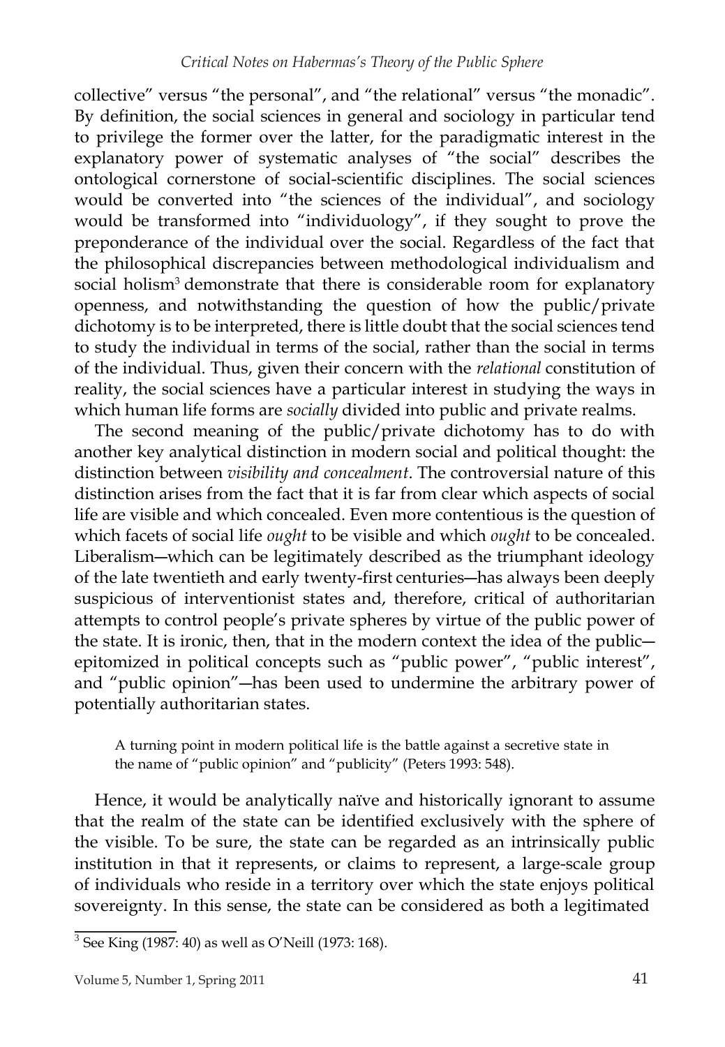collective" versus "the personal", and "the relational" versus "the monadic". By definition, the social sciences in general and sociology in particular tend to privilege the former over the latter, for the paradigmatic interest in the explanatory power of systematic analyses of "the social" describes the ontological cornerstone of social-scientific disciplines. The social sciences would be converted into "the sciences of the individual", and sociology would be transformed into "individuology", if they sought to prove the preponderance of the individual over the social. Regardless of the fact that the philosophical discrepancies between methodological individualism and social holism[3] demonstrate that there is considerable room for explanatory openness, and notwithstanding the question of how the public/private dichotomy is to be interpreted, there is little doubt that the social sciences tend to study the individual in terms of the social, rather than the social in terms of the individual. Thus, given their concern with the *relational* constitution of reality, the social sciences have a particular interest in studying the ways in which human life forms are *socially* divided into public and private realms.

The second meaning of the public/private dichotomy has to do with another key analytical distinction in modern social and political thought: the distinction between *visibility and concealment*. The controversial nature of this distinction arises from the fact that it is far from clear which aspects of social life are visible and which concealed. Even more contentious is the question of which facets of social life *ought* to be visible and which *ought* to be concealed. Liberalism—which can be legitimately described as the triumphant ideology of the late twentieth and early twenty-first centuries—has always been deeply suspicious of interventionist states and, therefore, critical of authoritarian attempts to control people's private spheres by virtue of the public power of the state. It is ironic, then, that in the modern context the idea of the public—epitomized in political concepts such as "public power", "public interest", and "public opinion"—has been used to undermine the arbitrary power of potentially authoritarian states.

> A turning point in modern political life is the battle against a secretive state in the name of "public opinion" and "publicity" (Peters 1993: 548).

Hence, it would be analytically naïve and historically ignorant to assume that the realm of the state can be identified exclusively with the sphere of the visible. To be sure, the state can be regarded as an intrinsically public institution in that it represents, or claims to represent, a large-scale group of individuals who reside in a territory over which the state enjoys political sovereignty. In this sense, the state can be considered as both a legitimated

[3] See King (1987: 40) as well as O'Neill (1973: 168).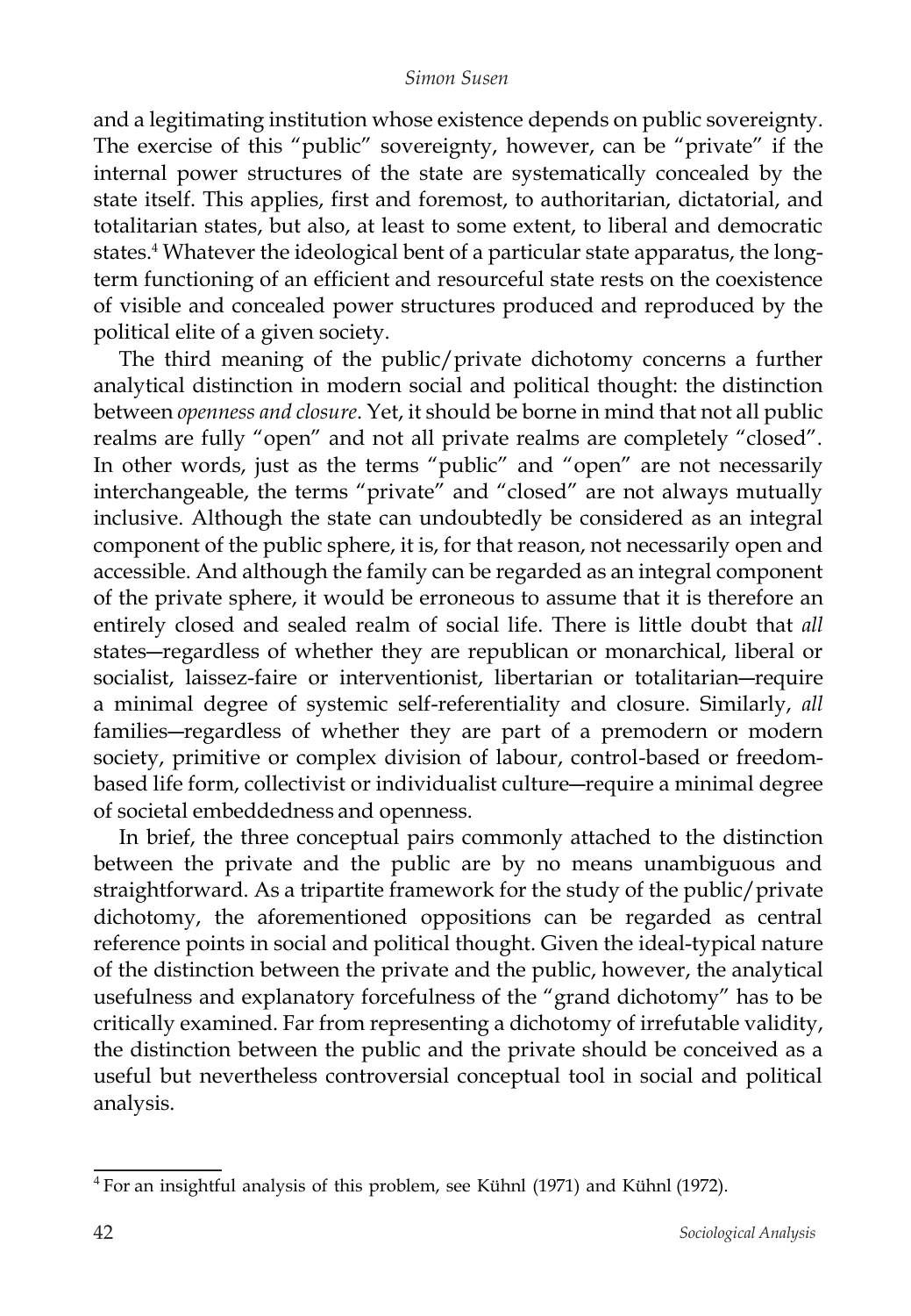and a legitimating institution whose existence depends on public sovereignty. The exercise of this "public" sovereignty, however, can be "private" if the internal power structures of the state are systematically concealed by the state itself. This applies, first and foremost, to authoritarian, dictatorial, and totalitarian states, but also, at least to some extent, to liberal and democratic states.[4] Whatever the ideological bent of a particular state apparatus, the long-term functioning of an efficient and resourceful state rests on the coexistence of visible and concealed power structures produced and reproduced by the political elite of a given society.

The third meaning of the public/private dichotomy concerns a further analytical distinction in modern social and political thought: the distinction between *openness and closure*. Yet, it should be borne in mind that not all public realms are fully "open" and not all private realms are completely "closed". In other words, just as the terms "public" and "open" are not necessarily interchangeable, the terms "private" and "closed" are not always mutually inclusive. Although the state can undoubtedly be considered as an integral component of the public sphere, it is, for that reason, not necessarily open and accessible. And although the family can be regarded as an integral component of the private sphere, it would be erroneous to assume that it is therefore an entirely closed and sealed realm of social life. There is little doubt that *all* states—regardless of whether they are republican or monarchical, liberal or socialist, laissez-faire or interventionist, libertarian or totalitarian—require a minimal degree of systemic self-referentiality and closure. Similarly, *all* families—regardless of whether they are part of a premodern or modern society, primitive or complex division of labour, control-based or freedom-based life form, collectivist or individualist culture—require a minimal degree of societal embeddedness and openness.

In brief, the three conceptual pairs commonly attached to the distinction between the private and the public are by no means unambiguous and straightforward. As a tripartite framework for the study of the public/private dichotomy, the aforementioned oppositions can be regarded as central reference points in social and political thought. Given the ideal-typical nature of the distinction between the private and the public, however, the analytical usefulness and explanatory forcefulness of the "grand dichotomy" has to be critically examined. Far from representing a dichotomy of irrefutable validity, the distinction between the public and the private should be conceived as a useful but nevertheless controversial conceptual tool in social and political analysis.

---

[4] For an insightful analysis of this problem, see Kühnl (1971) and Kühnl (1972).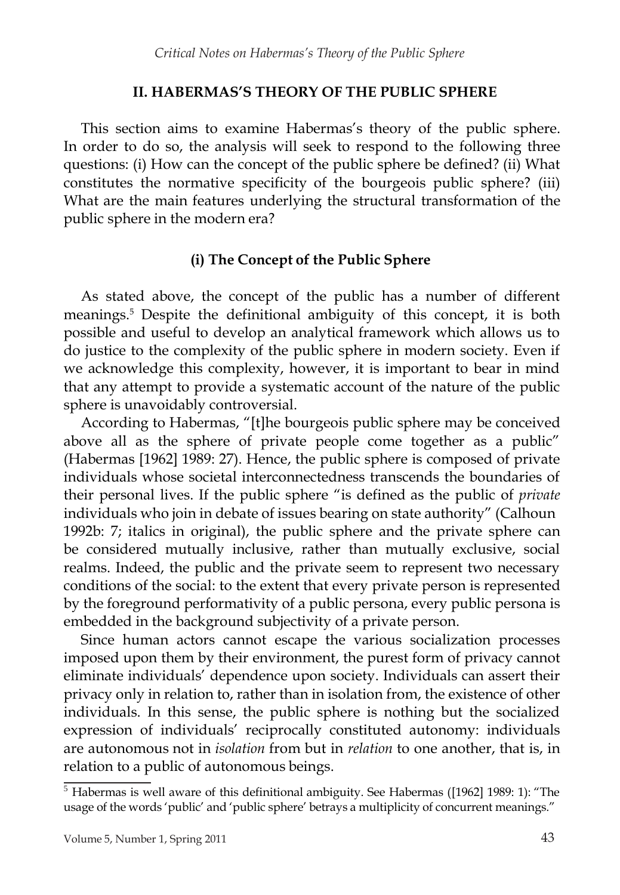## II. HABERMAS'S THEORY OF THE PUBLIC SPHERE

This section aims to examine Habermas's theory of the public sphere. In order to do so, the analysis will seek to respond to the following three questions: (i) How can the concept of the public sphere be defined? (ii) What constitutes the normative specificity of the bourgeois public sphere? (iii) What are the main features underlying the structural transformation of the public sphere in the modern era?

### (i) The Concept of the Public Sphere

As stated above, the concept of the public has a number of different meanings.[5] Despite the definitional ambiguity of this concept, it is both possible and useful to develop an analytical framework which allows us to do justice to the complexity of the public sphere in modern society. Even if we acknowledge this complexity, however, it is important to bear in mind that any attempt to provide a systematic account of the nature of the public sphere is unavoidably controversial.

According to Habermas, "[t]he bourgeois public sphere may be conceived above all as the sphere of private people come together as a public" (Habermas [1962] 1989: 27). Hence, the public sphere is composed of private individuals whose societal interconnectedness transcends the boundaries of their personal lives. If the public sphere "is defined as the public of *private* individuals who join in debate of issues bearing on state authority" (Calhoun 1992b: 7; italics in original), the public sphere and the private sphere can be considered mutually inclusive, rather than mutually exclusive, social realms. Indeed, the public and the private seem to represent two necessary conditions of the social: to the extent that every private person is represented by the foreground performativity of a public persona, every public persona is embedded in the background subjectivity of a private person.

Since human actors cannot escape the various socialization processes imposed upon them by their environment, the purest form of privacy cannot eliminate individuals' dependence upon society. Individuals can assert their privacy only in relation to, rather than in isolation from, the existence of other individuals. In this sense, the public sphere is nothing but the socialized expression of individuals' reciprocally constituted autonomy: individuals are autonomous not in *isolation* from but in *relation* to one another, that is, in relation to a public of autonomous beings.

[5] Habermas is well aware of this definitional ambiguity. See Habermas ([1962] 1989: 1): "The usage of the words 'public' and 'public sphere' betrays a multiplicity of concurrent meanings."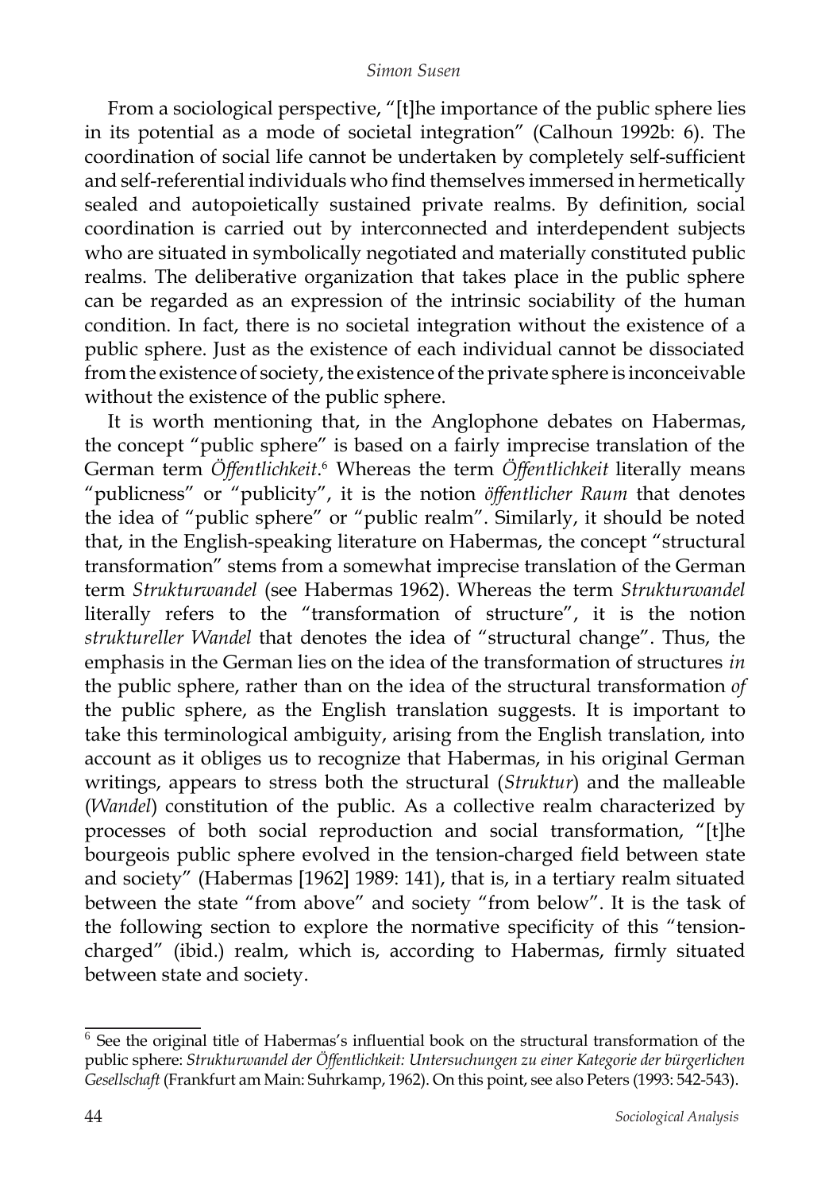From a sociological perspective, "[t]he importance of the public sphere lies in its potential as a mode of societal integration" (Calhoun 1992b: 6). The coordination of social life cannot be undertaken by completely self-sufficient and self-referential individuals who find themselves immersed in hermetically sealed and autopoietically sustained private realms. By definition, social coordination is carried out by interconnected and interdependent subjects who are situated in symbolically negotiated and materially constituted public realms. The deliberative organization that takes place in the public sphere can be regarded as an expression of the intrinsic sociability of the human condition. In fact, there is no societal integration without the existence of a public sphere. Just as the existence of each individual cannot be dissociated from the existence of society, the existence of the private sphere is inconceivable without the existence of the public sphere.

It is worth mentioning that, in the Anglophone debates on Habermas, the concept "public sphere" is based on a fairly imprecise translation of the German term *Öffentlichkeit*.[6] Whereas the term *Öffentlichkeit* literally means "publicness" or "publicity", it is the notion *öffentlicher Raum* that denotes the idea of "public sphere" or "public realm". Similarly, it should be noted that, in the English-speaking literature on Habermas, the concept "structural transformation" stems from a somewhat imprecise translation of the German term *Strukturwandel* (see Habermas 1962). Whereas the term *Strukturwandel* literally refers to the "transformation of structure", it is the notion *struktureller Wandel* that denotes the idea of "structural change". Thus, the emphasis in the German lies on the idea of the transformation of structures *in* the public sphere, rather than on the idea of the structural transformation *of* the public sphere, as the English translation suggests. It is important to take this terminological ambiguity, arising from the English translation, into account as it obliges us to recognize that Habermas, in his original German writings, appears to stress both the structural (*Struktur*) and the malleable (*Wandel*) constitution of the public. As a collective realm characterized by processes of both social reproduction and social transformation, "[t]he bourgeois public sphere evolved in the tension-charged field between state and society" (Habermas [1962] 1989: 141), that is, in a tertiary realm situated between the state "from above" and society "from below". It is the task of the following section to explore the normative specificity of this "tension-charged" (ibid.) realm, which is, according to Habermas, firmly situated between state and society.

---

[6] See the original title of Habermas's influential book on the structural transformation of the public sphere: *Strukturwandel der Öffentlichkeit: Untersuchungen zu einer Kategorie der bürgerlichen Gesellschaft* (Frankfurt am Main: Suhrkamp, 1962). On this point, see also Peters (1993: 542-543).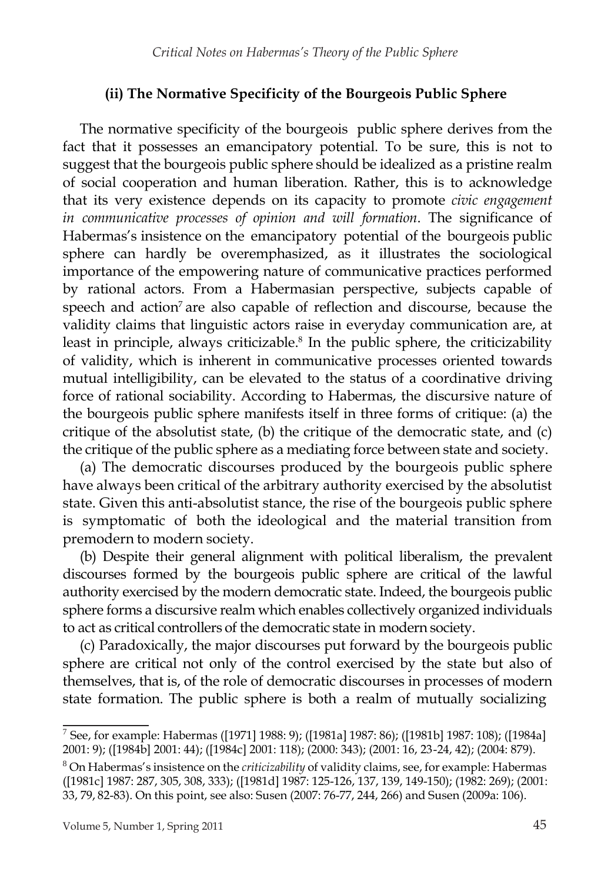### (ii) The Normative Specificity of the Bourgeois Public Sphere

The normative specificity of the bourgeois public sphere derives from the fact that it possesses an emancipatory potential. To be sure, this is not to suggest that the bourgeois public sphere should be idealized as a pristine realm of social cooperation and human liberation. Rather, this is to acknowledge that its very existence depends on its capacity to promote *civic engagement in communicative processes of opinion and will formation*. The significance of Habermas's insistence on the emancipatory potential of the bourgeois public sphere can hardly be overemphasized, as it illustrates the sociological importance of the empowering nature of communicative practices performed by rational actors. From a Habermasian perspective, subjects capable of speech and action[7] are also capable of reflection and discourse, because the validity claims that linguistic actors raise in everyday communication are, at least in principle, always criticizable.[8] In the public sphere, the criticizability of validity, which is inherent in communicative processes oriented towards mutual intelligibility, can be elevated to the status of a coordinative driving force of rational sociability. According to Habermas, the discursive nature of the bourgeois public sphere manifests itself in three forms of critique: (a) the critique of the absolutist state, (b) the critique of the democratic state, and (c) the critique of the public sphere as a mediating force between state and society.

(a) The democratic discourses produced by the bourgeois public sphere have always been critical of the arbitrary authority exercised by the absolutist state. Given this anti-absolutist stance, the rise of the bourgeois public sphere is symptomatic of both the ideological and the material transition from premodern to modern society.

(b) Despite their general alignment with political liberalism, the prevalent discourses formed by the bourgeois public sphere are critical of the lawful authority exercised by the modern democratic state. Indeed, the bourgeois public sphere forms a discursive realm which enables collectively organized individuals to act as critical controllers of the democratic state in modern society.

(c) Paradoxically, the major discourses put forward by the bourgeois public sphere are critical not only of the control exercised by the state but also of themselves, that is, of the role of democratic discourses in processes of modern state formation. The public sphere is both a realm of mutually socializing

---

[7] See, for example: Habermas ([1971] 1988: 9); ([1981a] 1987: 86); ([1981b] 1987: 108); ([1984a] 2001: 9); ([1984b] 2001: 44); ([1984c] 2001: 118); (2000: 343); (2001: 16, 23-24, 42); (2004: 879).

[8] On Habermas's insistence on the *criticizability* of validity claims, see, for example: Habermas ([1981c] 1987: 287, 305, 308, 333); ([1981d] 1987: 125-126, 137, 139, 149-150); (1982: 269); (2001: 33, 79, 82-83). On this point, see also: Susen (2007: 76-77, 244, 266) and Susen (2009a: 106).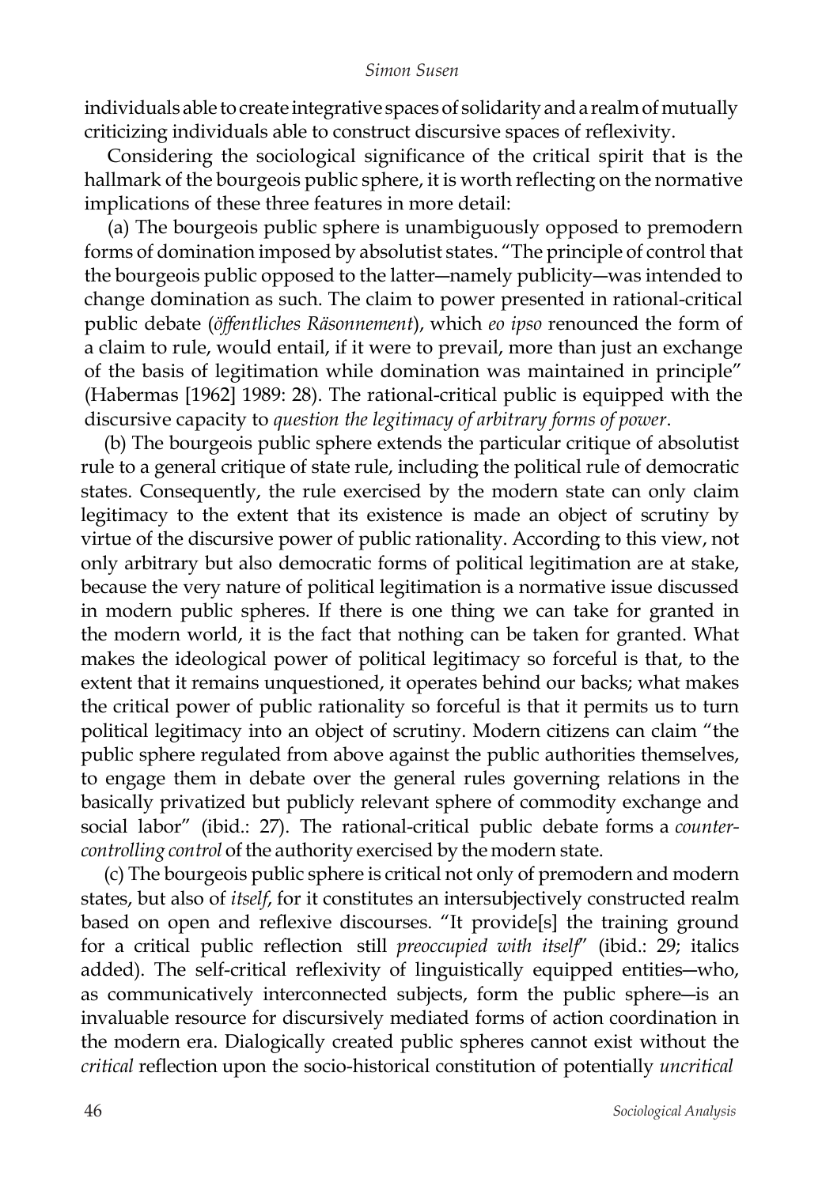individuals able to create integrative spaces of solidarity and a realm of mutually criticizing individuals able to construct discursive spaces of reflexivity.

Considering the sociological significance of the critical spirit that is the hallmark of the bourgeois public sphere, it is worth reflecting on the normative implications of these three features in more detail:

(a) The bourgeois public sphere is unambiguously opposed to premodern forms of domination imposed by absolutist states. "The principle of control that the bourgeois public opposed to the latter—namely publicity—was intended to change domination as such. The claim to power presented in rational-critical public debate (*öffentliches Räsonnement*), which *eo ipso* renounced the form of a claim to rule, would entail, if it were to prevail, more than just an exchange of the basis of legitimation while domination was maintained in principle" (Habermas [1962] 1989: 28). The rational-critical public is equipped with the discursive capacity to *question the legitimacy of arbitrary forms of power*.

(b) The bourgeois public sphere extends the particular critique of absolutist rule to a general critique of state rule, including the political rule of democratic states. Consequently, the rule exercised by the modern state can only claim legitimacy to the extent that its existence is made an object of scrutiny by virtue of the discursive power of public rationality. According to this view, not only arbitrary but also democratic forms of political legitimation are at stake, because the very nature of political legitimation is a normative issue discussed in modern public spheres. If there is one thing we can take for granted in the modern world, it is the fact that nothing can be taken for granted. What makes the ideological power of political legitimacy so forceful is that, to the extent that it remains unquestioned, it operates behind our backs; what makes the critical power of public rationality so forceful is that it permits us to turn political legitimacy into an object of scrutiny. Modern citizens can claim "the public sphere regulated from above against the public authorities themselves, to engage them in debate over the general rules governing relations in the basically privatized but publicly relevant sphere of commodity exchange and social labor" (ibid.: 27). The rational-critical public debate forms a *counter-controlling control* of the authority exercised by the modern state.

(c) The bourgeois public sphere is critical not only of premodern and modern states, but also of *itself*, for it constitutes an intersubjectively constructed realm based on open and reflexive discourses. "It provide[s] the training ground for a critical public reflection still *preoccupied with itself*" (ibid.: 29; italics added). The self-critical reflexivity of linguistically equipped entities—who, as communicatively interconnected subjects, form the public sphere—is an invaluable resource for discursively mediated forms of action coordination in the modern era. Dialogically created public spheres cannot exist without the *critical* reflection upon the socio-historical constitution of potentially *uncritical*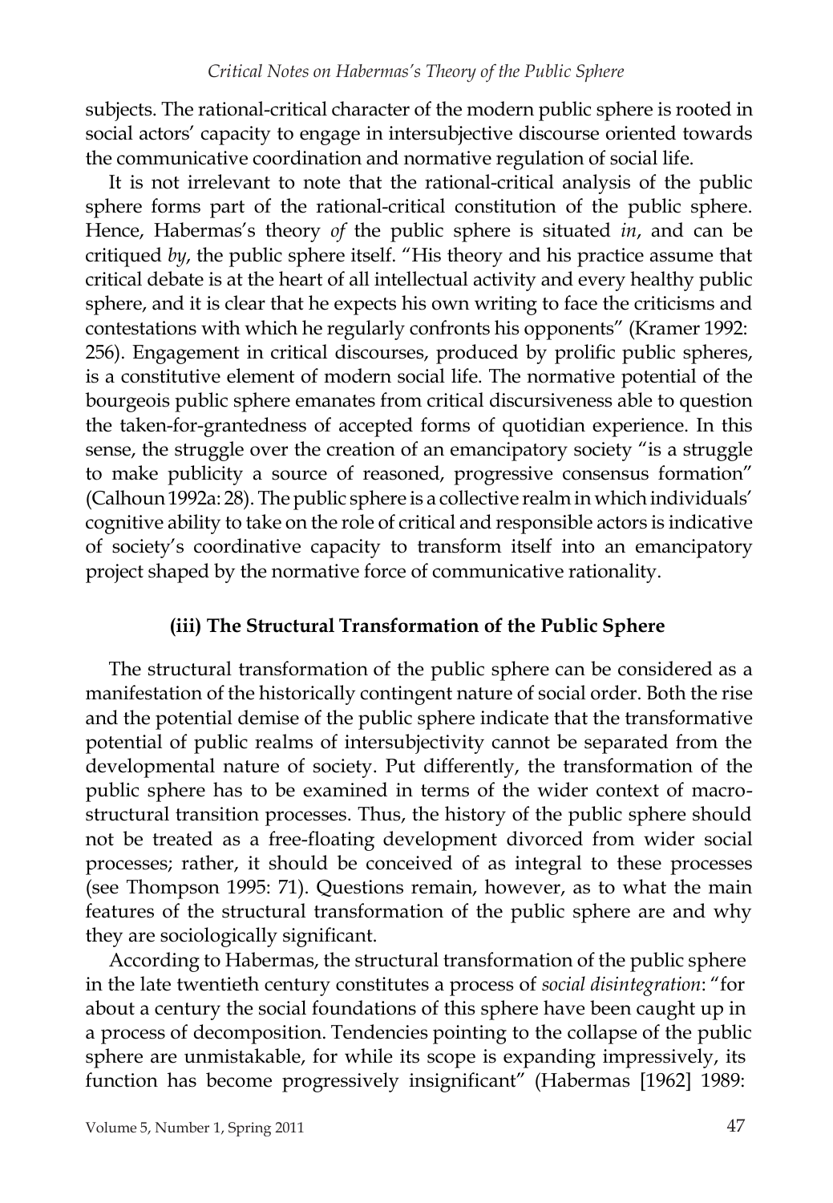subjects. The rational-critical character of the modern public sphere is rooted in social actors' capacity to engage in intersubjective discourse oriented towards the communicative coordination and normative regulation of social life.

It is not irrelevant to note that the rational-critical analysis of the public sphere forms part of the rational-critical constitution of the public sphere. Hence, Habermas's theory *of* the public sphere is situated *in*, and can be critiqued *by*, the public sphere itself. "His theory and his practice assume that critical debate is at the heart of all intellectual activity and every healthy public sphere, and it is clear that he expects his own writing to face the criticisms and contestations with which he regularly confronts his opponents" (Kramer 1992: 256). Engagement in critical discourses, produced by prolific public spheres, is a constitutive element of modern social life. The normative potential of the bourgeois public sphere emanates from critical discursiveness able to question the taken-for-grantedness of accepted forms of quotidian experience. In this sense, the struggle over the creation of an emancipatory society "is a struggle to make publicity a source of reasoned, progressive consensus formation" (Calhoun 1992a: 28). The public sphere is a collective realm in which individuals' cognitive ability to take on the role of critical and responsible actors is indicative of society's coordinative capacity to transform itself into an emancipatory project shaped by the normative force of communicative rationality.

### (iii) The Structural Transformation of the Public Sphere

The structural transformation of the public sphere can be considered as a manifestation of the historically contingent nature of social order. Both the rise and the potential demise of the public sphere indicate that the transformative potential of public realms of intersubjectivity cannot be separated from the developmental nature of society. Put differently, the transformation of the public sphere has to be examined in terms of the wider context of macro-structural transition processes. Thus, the history of the public sphere should not be treated as a free-floating development divorced from wider social processes; rather, it should be conceived of as integral to these processes (see Thompson 1995: 71). Questions remain, however, as to what the main features of the structural transformation of the public sphere are and why they are sociologically significant.

According to Habermas, the structural transformation of the public sphere in the late twentieth century constitutes a process of *social disintegration*: "for about a century the social foundations of this sphere have been caught up in a process of decomposition. Tendencies pointing to the collapse of the public sphere are unmistakable, for while its scope is expanding impressively, its function has become progressively insignificant" (Habermas [1962] 1989: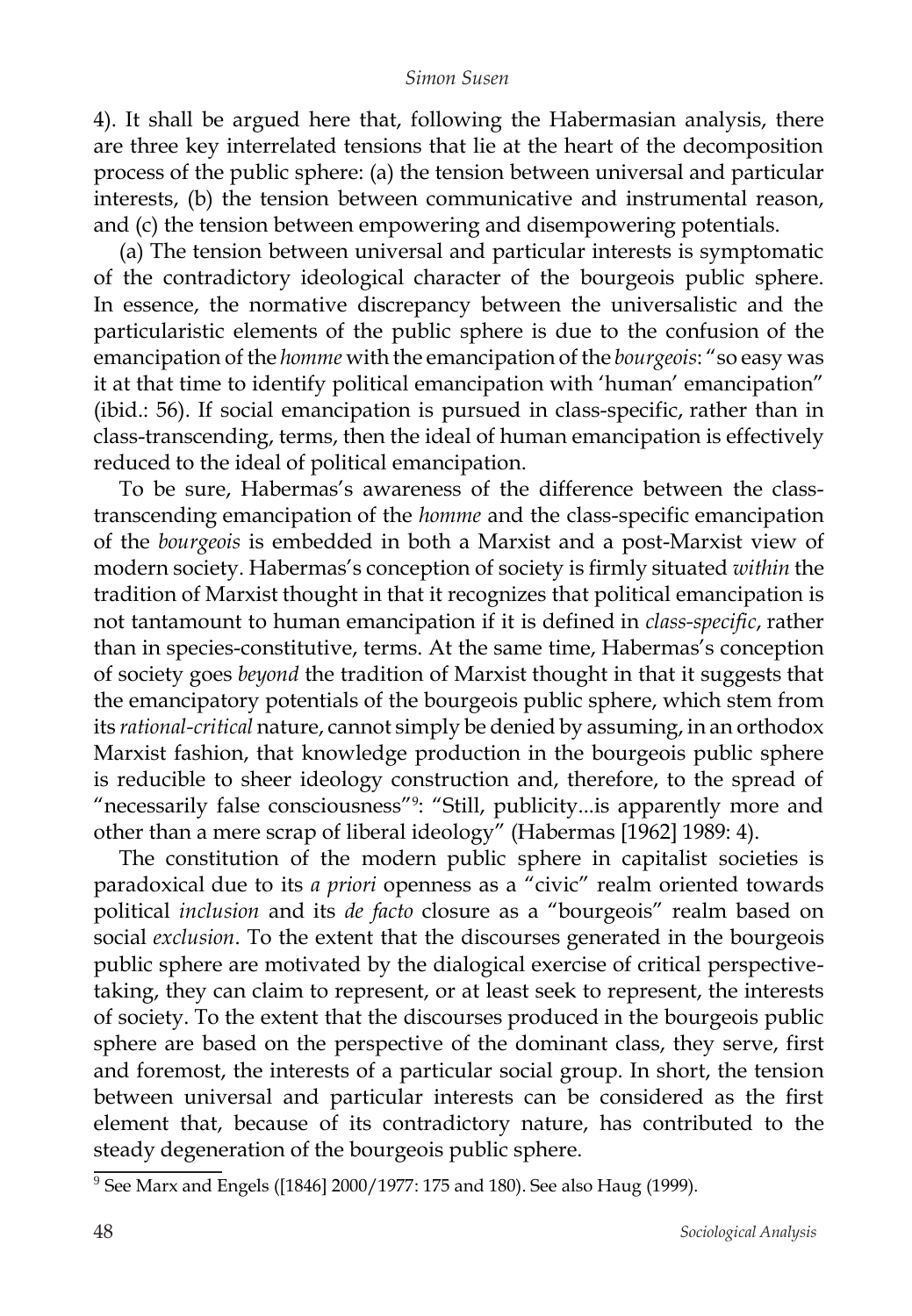4). It shall be argued here that, following the Habermasian analysis, there are three key interrelated tensions that lie at the heart of the decomposition process of the public sphere: (a) the tension between universal and particular interests, (b) the tension between communicative and instrumental reason, and (c) the tension between empowering and disempowering potentials.

(a) The tension between universal and particular interests is symptomatic of the contradictory ideological character of the bourgeois public sphere. In essence, the normative discrepancy between the universalistic and the particularistic elements of the public sphere is due to the confusion of the emancipation of the *homme* with the emancipation of the *bourgeois*: "so easy was it at that time to identify political emancipation with 'human' emancipation" (ibid.: 56). If social emancipation is pursued in class-specific, rather than in class-transcending, terms, then the ideal of human emancipation is effectively reduced to the ideal of political emancipation.

To be sure, Habermas's awareness of the difference between the class-transcending emancipation of the *homme* and the class-specific emancipation of the *bourgeois* is embedded in both a Marxist and a post-Marxist view of modern society. Habermas's conception of society is firmly situated *within* the tradition of Marxist thought in that it recognizes that political emancipation is not tantamount to human emancipation if it is defined in *class-specific*, rather than in species-constitutive, terms. At the same time, Habermas's conception of society goes *beyond* the tradition of Marxist thought in that it suggests that the emancipatory potentials of the bourgeois public sphere, which stem from its *rational-critical* nature, cannot simply be denied by assuming, in an orthodox Marxist fashion, that knowledge production in the bourgeois public sphere is reducible to sheer ideology construction and, therefore, to the spread of "necessarily false consciousness"[9]: "Still, publicity...is apparently more and other than a mere scrap of liberal ideology" (Habermas [1962] 1989: 4).

The constitution of the modern public sphere in capitalist societies is paradoxical due to its *a priori* openness as a "civic" realm oriented towards political *inclusion* and its *de facto* closure as a "bourgeois" realm based on social *exclusion*. To the extent that the discourses generated in the bourgeois public sphere are motivated by the dialogical exercise of critical perspective-taking, they can claim to represent, or at least seek to represent, the interests of society. To the extent that the discourses produced in the bourgeois public sphere are based on the perspective of the dominant class, they serve, first and foremost, the interests of a particular social group. In short, the tension between universal and particular interests can be considered as the first element that, because of its contradictory nature, has contributed to the steady degeneration of the bourgeois public sphere.

---

[9] See Marx and Engels ([1846] 2000/1977: 175 and 180). See also Haug (1999).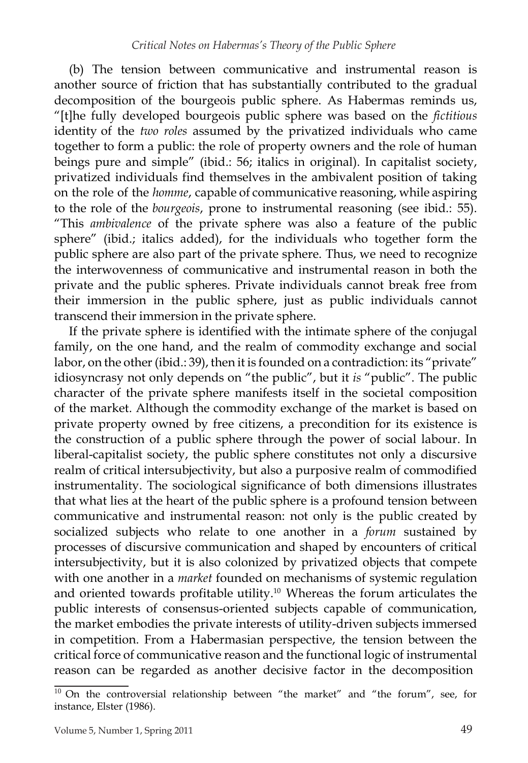(b) The tension between communicative and instrumental reason is another source of friction that has substantially contributed to the gradual decomposition of the bourgeois public sphere. As Habermas reminds us, "[t]he fully developed bourgeois public sphere was based on the *fictitious* identity of the *two roles* assumed by the privatized individuals who came together to form a public: the role of property owners and the role of human beings pure and simple" (ibid.: 56; italics in original). In capitalist society, privatized individuals find themselves in the ambivalent position of taking on the role of the *homme*, capable of communicative reasoning, while aspiring to the role of the *bourgeois*, prone to instrumental reasoning (see ibid.: 55). "This *ambivalence* of the private sphere was also a feature of the public sphere" (ibid.; italics added), for the individuals who together form the public sphere are also part of the private sphere. Thus, we need to recognize the interwovenness of communicative and instrumental reason in both the private and the public spheres. Private individuals cannot break free from their immersion in the public sphere, just as public individuals cannot transcend their immersion in the private sphere.

If the private sphere is identified with the intimate sphere of the conjugal family, on the one hand, and the realm of commodity exchange and social labor, on the other (ibid.: 39), then it is founded on a contradiction: its "private" idiosyncrasy not only depends on "the public", but it *is* "public". The public character of the private sphere manifests itself in the societal composition of the market. Although the commodity exchange of the market is based on private property owned by free citizens, a precondition for its existence is the construction of a public sphere through the power of social labour. In liberal-capitalist society, the public sphere constitutes not only a discursive realm of critical intersubjectivity, but also a purposive realm of commodified instrumentality. The sociological significance of both dimensions illustrates that what lies at the heart of the public sphere is a profound tension between communicative and instrumental reason: not only is the public created by socialized subjects who relate to one another in a *forum* sustained by processes of discursive communication and shaped by encounters of critical intersubjectivity, but it is also colonized by privatized objects that compete with one another in a *market* founded on mechanisms of systemic regulation and oriented towards profitable utility.[10] Whereas the forum articulates the public interests of consensus-oriented subjects capable of communication, the market embodies the private interests of utility-driven subjects immersed in competition. From a Habermasian perspective, the tension between the critical force of communicative reason and the functional logic of instrumental reason can be regarded as another decisive factor in the decomposition

[10] On the controversial relationship between "the market" and "the forum", see, for instance, Elster (1986).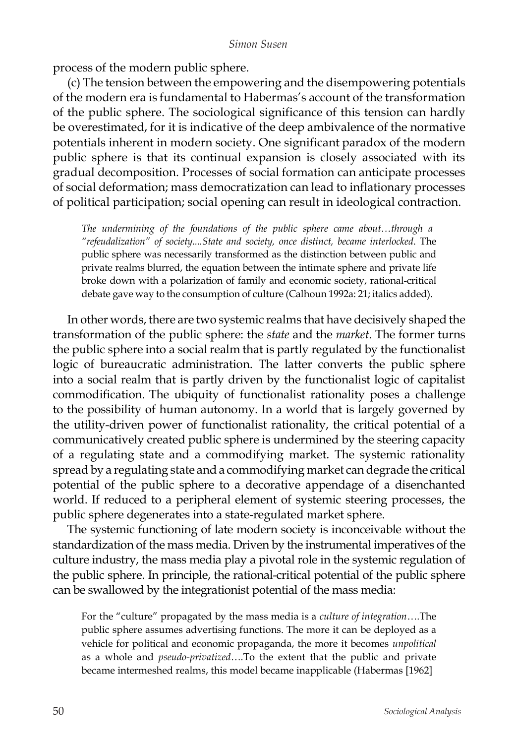process of the modern public sphere.

(c) The tension between the empowering and the disempowering potentials of the modern era is fundamental to Habermas's account of the transformation of the public sphere. The sociological significance of this tension can hardly be overestimated, for it is indicative of the deep ambivalence of the normative potentials inherent in modern society. One significant paradox of the modern public sphere is that its continual expansion is closely associated with its gradual decomposition. Processes of social formation can anticipate processes of social deformation; mass democratization can lead to inflationary processes of political participation; social opening can result in ideological contraction.

> *The undermining of the foundations of the public sphere came about…through a "refeudalization" of society....State and society, once distinct, became interlocked.* The public sphere was necessarily transformed as the distinction between public and private realms blurred, the equation between the intimate sphere and private life broke down with a polarization of family and economic society, rational-critical debate gave way to the consumption of culture (Calhoun 1992a: 21; italics added).

In other words, there are two systemic realms that have decisively shaped the transformation of the public sphere: the *state* and the *market*. The former turns the public sphere into a social realm that is partly regulated by the functionalist logic of bureaucratic administration. The latter converts the public sphere into a social realm that is partly driven by the functionalist logic of capitalist commodification. The ubiquity of functionalist rationality poses a challenge to the possibility of human autonomy. In a world that is largely governed by the utility-driven power of functionalist rationality, the critical potential of a communicatively created public sphere is undermined by the steering capacity of a regulating state and a commodifying market. The systemic rationality spread by a regulating state and a commodifying market can degrade the critical potential of the public sphere to a decorative appendage of a disenchanted world. If reduced to a peripheral element of systemic steering processes, the public sphere degenerates into a state-regulated market sphere.

The systemic functioning of late modern society is inconceivable without the standardization of the mass media. Driven by the instrumental imperatives of the culture industry, the mass media play a pivotal role in the systemic regulation of the public sphere. In principle, the rational-critical potential of the public sphere can be swallowed by the integrationist potential of the mass media:

> For the "culture" propagated by the mass media is a *culture of integration*….The public sphere assumes advertising functions. The more it can be deployed as a vehicle for political and economic propaganda, the more it becomes *unpolitical* as a whole and *pseudo-privatized*….To the extent that the public and private became intermeshed realms, this model became inapplicable (Habermas [1962]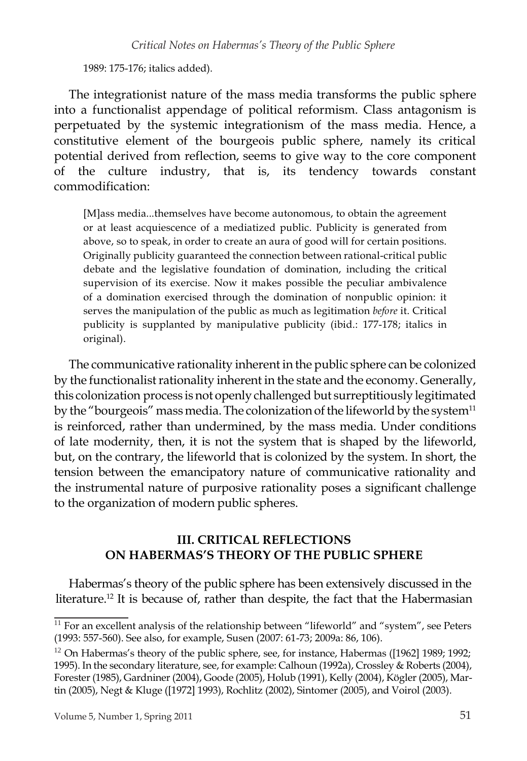1989: 175-176; italics added).

The integrationist nature of the mass media transforms the public sphere into a functionalist appendage of political reformism. Class antagonism is perpetuated by the systemic integrationism of the mass media. Hence, a constitutive element of the bourgeois public sphere, namely its critical potential derived from reflection, seems to give way to the core component of the culture industry, that is, its tendency towards constant commodification:

> [M]ass media...themselves have become autonomous, to obtain the agreement or at least acquiescence of a mediatized public. Publicity is generated from above, so to speak, in order to create an aura of good will for certain positions. Originally publicity guaranteed the connection between rational-critical public debate and the legislative foundation of domination, including the critical supervision of its exercise. Now it makes possible the peculiar ambivalence of a domination exercised through the domination of nonpublic opinion: it serves the manipulation of the public as much as legitimation *before* it. Critical publicity is supplanted by manipulative publicity (ibid.: 177-178; italics in original).

The communicative rationality inherent in the public sphere can be colonized by the functionalist rationality inherent in the state and the economy. Generally, this colonization process is not openly challenged but surreptitiously legitimated by the "bourgeois" mass media. The colonization of the lifeworld by the system[11] is reinforced, rather than undermined, by the mass media. Under conditions of late modernity, then, it is not the system that is shaped by the lifeworld, but, on the contrary, the lifeworld that is colonized by the system. In short, the tension between the emancipatory nature of communicative rationality and the instrumental nature of purposive rationality poses a significant challenge to the organization of modern public spheres.

## III. CRITICAL REFLECTIONS ON HABERMAS'S THEORY OF THE PUBLIC SPHERE

Habermas's theory of the public sphere has been extensively discussed in the literature.[12] It is because of, rather than despite, the fact that the Habermasian

---

[11] For an excellent analysis of the relationship between "lifeworld" and "system", see Peters (1993: 557-560). See also, for example, Susen (2007: 61-73; 2009a: 86, 106).

[12] On Habermas's theory of the public sphere, see, for instance, Habermas ([1962] 1989; 1992; 1995). In the secondary literature, see, for example: Calhoun (1992a), Crossley & Roberts (2004), Forester (1985), Gardniner (2004), Goode (2005), Holub (1991), Kelly (2004), Kögler (2005), Martin (2005), Negt & Kluge ([1972] 1993), Rochlitz (2002), Sintomer (2005), and Voirol (2003).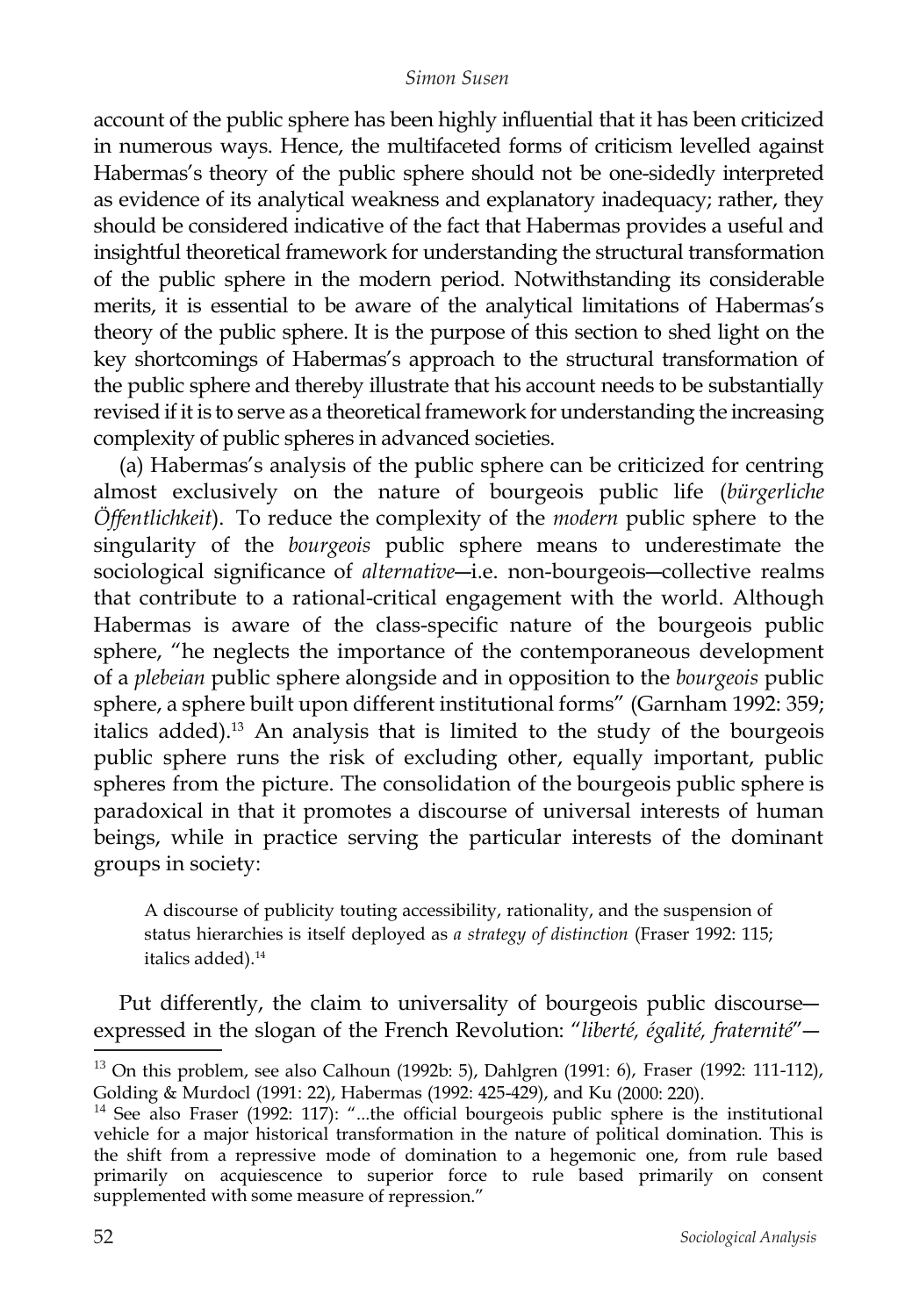account of the public sphere has been highly influential that it has been criticized in numerous ways. Hence, the multifaceted forms of criticism levelled against Habermas's theory of the public sphere should not be one-sidedly interpreted as evidence of its analytical weakness and explanatory inadequacy; rather, they should be considered indicative of the fact that Habermas provides a useful and insightful theoretical framework for understanding the structural transformation of the public sphere in the modern period. Notwithstanding its considerable merits, it is essential to be aware of the analytical limitations of Habermas's theory of the public sphere. It is the purpose of this section to shed light on the key shortcomings of Habermas's approach to the structural transformation of the public sphere and thereby illustrate that his account needs to be substantially revised if it is to serve as a theoretical framework for understanding the increasing complexity of public spheres in advanced societies.

(a) Habermas's analysis of the public sphere can be criticized for centring almost exclusively on the nature of bourgeois public life (*bürgerliche Öffentlichkeit*). To reduce the complexity of the *modern* public sphere to the singularity of the *bourgeois* public sphere means to underestimate the sociological significance of *alternative*—i.e. non-bourgeois—collective realms that contribute to a rational-critical engagement with the world. Although Habermas is aware of the class-specific nature of the bourgeois public sphere, "he neglects the importance of the contemporaneous development of a *plebeian* public sphere alongside and in opposition to the *bourgeois* public sphere, a sphere built upon different institutional forms" (Garnham 1992: 359; italics added).[13] An analysis that is limited to the study of the bourgeois public sphere runs the risk of excluding other, equally important, public spheres from the picture. The consolidation of the bourgeois public sphere is paradoxical in that it promotes a discourse of universal interests of human beings, while in practice serving the particular interests of the dominant groups in society:

> A discourse of publicity touting accessibility, rationality, and the suspension of status hierarchies is itself deployed as *a strategy of distinction* (Fraser 1992: 115; italics added).[14]

Put differently, the claim to universality of bourgeois public discourse—expressed in the slogan of the French Revolution: "*liberté, égalité, fraternité*"—

---

[13] On this problem, see also Calhoun (1992b: 5), Dahlgren (1991: 6), Fraser (1992: 111-112), Golding & Murdocl (1991: 22), Habermas (1992: 425-429), and Ku (2000: 220).

[14] See also Fraser (1992: 117): "...the official bourgeois public sphere is the institutional vehicle for a major historical transformation in the nature of political domination. This is the shift from a repressive mode of domination to a hegemonic one, from rule based primarily on acquiescence to superior force to rule based primarily on consent supplemented with some measure of repression."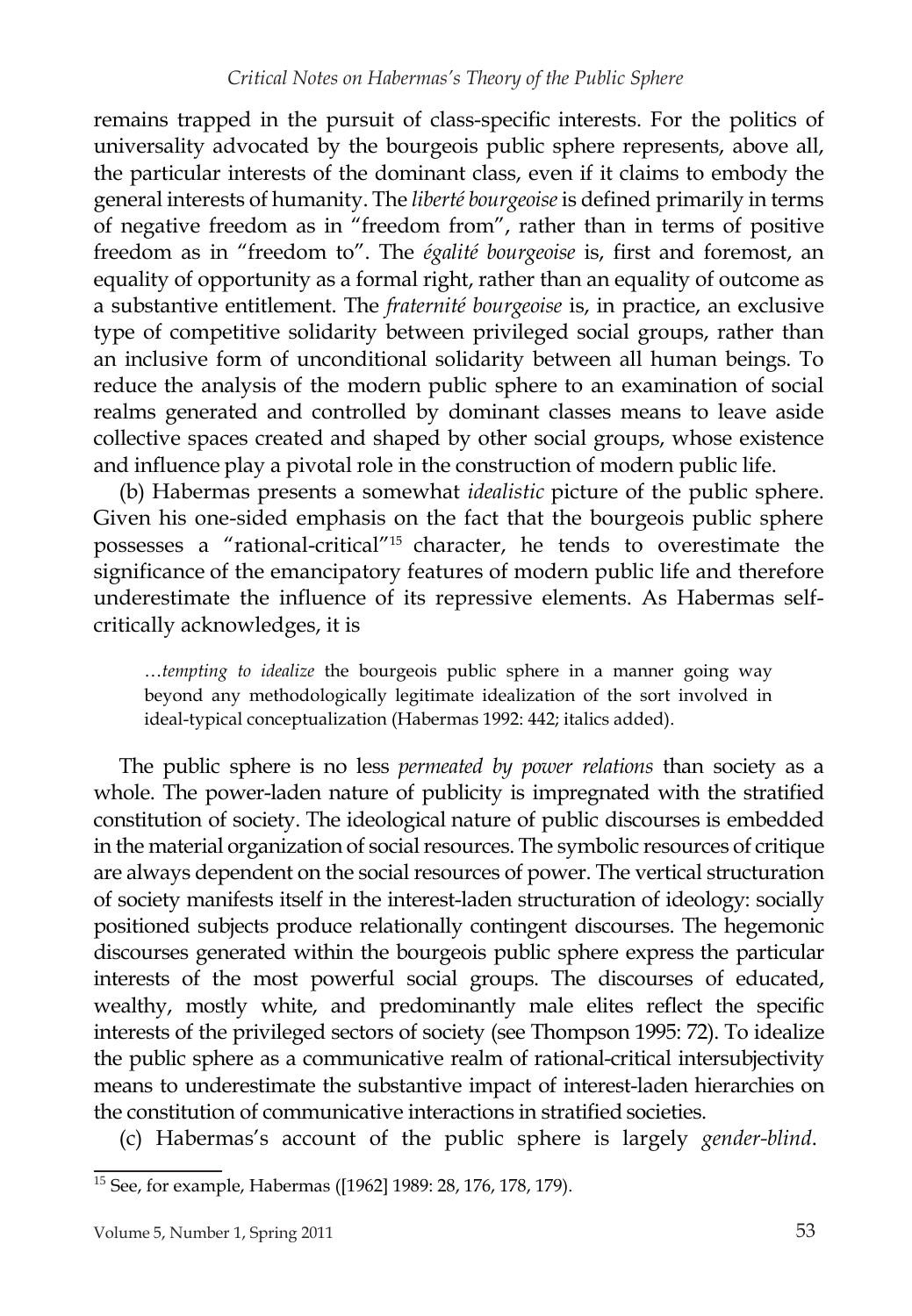remains trapped in the pursuit of class-specific interests. For the politics of universality advocated by the bourgeois public sphere represents, above all, the particular interests of the dominant class, even if it claims to embody the general interests of humanity. The *liberté bourgeoise* is defined primarily in terms of negative freedom as in "freedom from", rather than in terms of positive freedom as in "freedom to". The *égalité bourgeoise* is, first and foremost, an equality of opportunity as a formal right, rather than an equality of outcome as a substantive entitlement. The *fraternité bourgeoise* is, in practice, an exclusive type of competitive solidarity between privileged social groups, rather than an inclusive form of unconditional solidarity between all human beings. To reduce the analysis of the modern public sphere to an examination of social realms generated and controlled by dominant classes means to leave aside collective spaces created and shaped by other social groups, whose existence and influence play a pivotal role in the construction of modern public life.

(b) Habermas presents a somewhat *idealistic* picture of the public sphere. Given his one-sided emphasis on the fact that the bourgeois public sphere possesses a "rational-critical"[15] character, he tends to overestimate the significance of the emancipatory features of modern public life and therefore underestimate the influence of its repressive elements. As Habermas self-critically acknowledges, it is

> …*tempting to idealize* the bourgeois public sphere in a manner going way beyond any methodologically legitimate idealization of the sort involved in ideal-typical conceptualization (Habermas 1992: 442; italics added).

The public sphere is no less *permeated by power relations* than society as a whole. The power-laden nature of publicity is impregnated with the stratified constitution of society. The ideological nature of public discourses is embedded in the material organization of social resources. The symbolic resources of critique are always dependent on the social resources of power. The vertical structuration of society manifests itself in the interest-laden structuration of ideology: socially positioned subjects produce relationally contingent discourses. The hegemonic discourses generated within the bourgeois public sphere express the particular interests of the most powerful social groups. The discourses of educated, wealthy, mostly white, and predominantly male elites reflect the specific interests of the privileged sectors of society (see Thompson 1995: 72). To idealize the public sphere as a communicative realm of rational-critical intersubjectivity means to underestimate the substantive impact of interest-laden hierarchies on the constitution of communicative interactions in stratified societies.

(c) Habermas's account of the public sphere is largely *gender-blind*.

[15] See, for example, Habermas ([1962] 1989: 28, 176, 178, 179).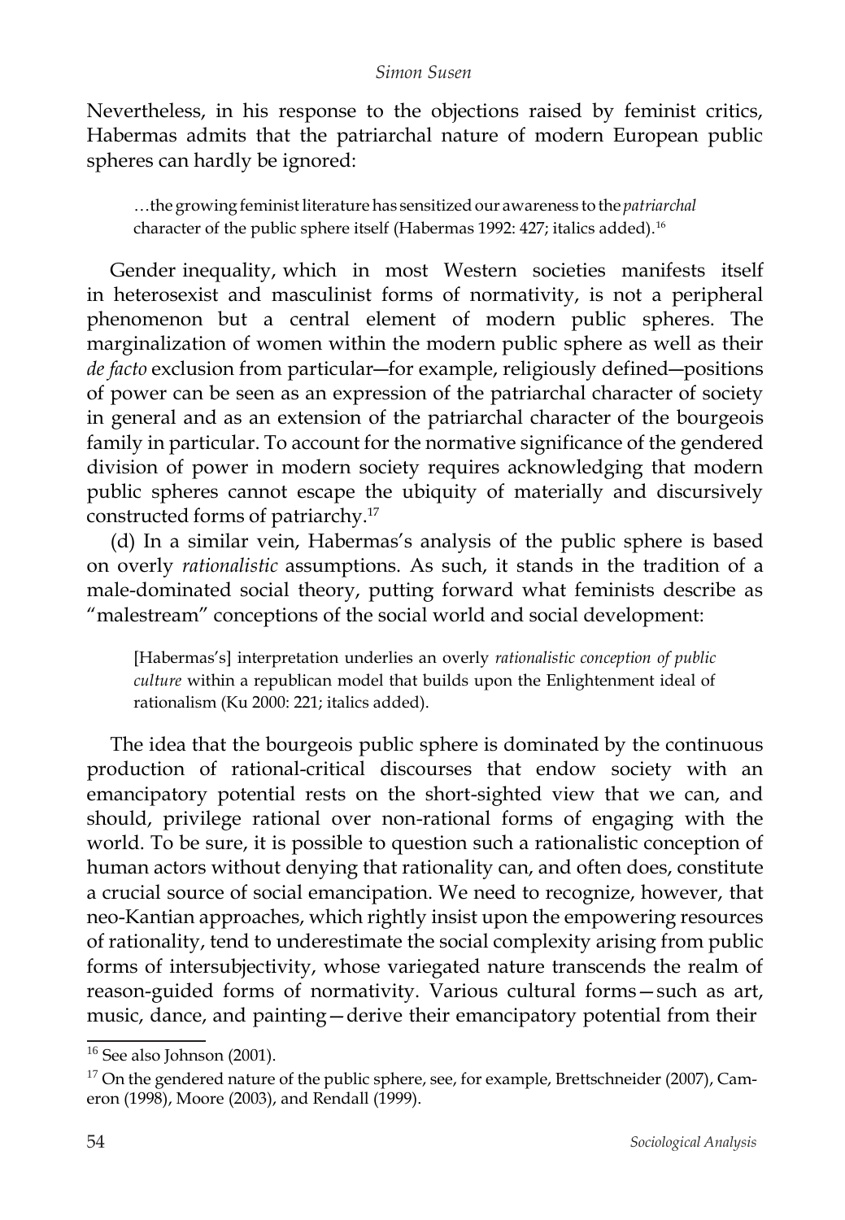Nevertheless, in his response to the objections raised by feminist critics, Habermas admits that the patriarchal nature of modern European public spheres can hardly be ignored:

> …the growing feminist literature has sensitized our awareness to the *patriarchal* character of the public sphere itself (Habermas 1992: 427; italics added).[16]

Gender inequality, which in most Western societies manifests itself in heterosexist and masculinist forms of normativity, is not a peripheral phenomenon but a central element of modern public spheres. The marginalization of women within the modern public sphere as well as their *de facto* exclusion from particular—for example, religiously defined—positions of power can be seen as an expression of the patriarchal character of society in general and as an extension of the patriarchal character of the bourgeois family in particular. To account for the normative significance of the gendered division of power in modern society requires acknowledging that modern public spheres cannot escape the ubiquity of materially and discursively constructed forms of patriarchy.[17]

(d) In a similar vein, Habermas's analysis of the public sphere is based on overly *rationalistic* assumptions. As such, it stands in the tradition of a male-dominated social theory, putting forward what feminists describe as "malestream" conceptions of the social world and social development:

> [Habermas's] interpretation underlies an overly *rationalistic conception of public culture* within a republican model that builds upon the Enlightenment ideal of rationalism (Ku 2000: 221; italics added).

The idea that the bourgeois public sphere is dominated by the continuous production of rational-critical discourses that endow society with an emancipatory potential rests on the short-sighted view that we can, and should, privilege rational over non-rational forms of engaging with the world. To be sure, it is possible to question such a rationalistic conception of human actors without denying that rationality can, and often does, constitute a crucial source of social emancipation. We need to recognize, however, that neo-Kantian approaches, which rightly insist upon the empowering resources of rationality, tend to underestimate the social complexity arising from public forms of intersubjectivity, whose variegated nature transcends the realm of reason-guided forms of normativity. Various cultural forms—such as art, music, dance, and painting—derive their emancipatory potential from their

---

[16] See also Johnson (2001).

[17] On the gendered nature of the public sphere, see, for example, Brettschneider (2007), Cameron (1998), Moore (2003), and Rendall (1999).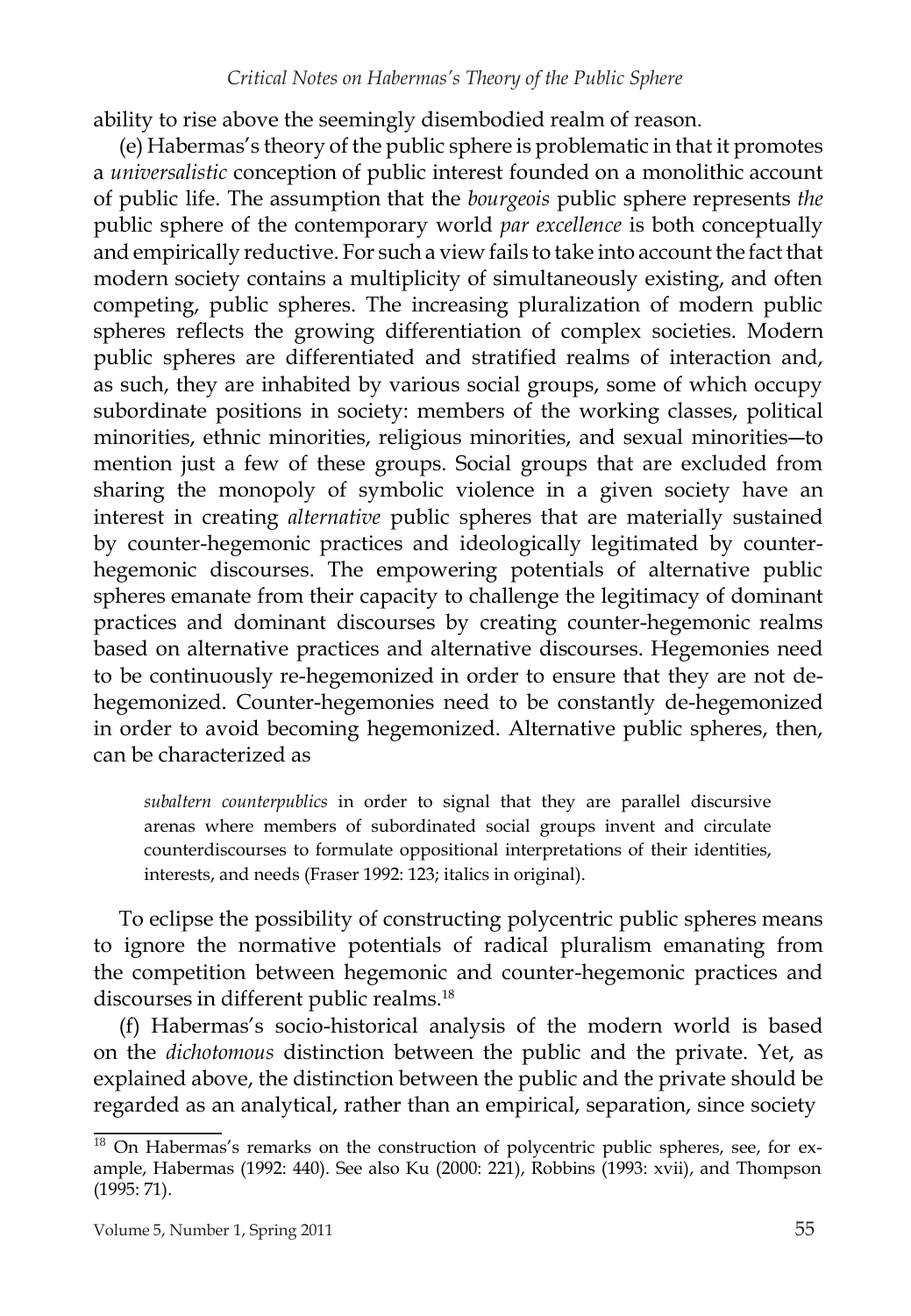ability to rise above the seemingly disembodied realm of reason.

(e) Habermas's theory of the public sphere is problematic in that it promotes a *universalistic* conception of public interest founded on a monolithic account of public life. The assumption that the *bourgeois* public sphere represents *the* public sphere of the contemporary world *par excellence* is both conceptually and empirically reductive. For such a view fails to take into account the fact that modern society contains a multiplicity of simultaneously existing, and often competing, public spheres. The increasing pluralization of modern public spheres reflects the growing differentiation of complex societies. Modern public spheres are differentiated and stratified realms of interaction and, as such, they are inhabited by various social groups, some of which occupy subordinate positions in society: members of the working classes, political minorities, ethnic minorities, religious minorities, and sexual minorities—to mention just a few of these groups. Social groups that are excluded from sharing the monopoly of symbolic violence in a given society have an interest in creating *alternative* public spheres that are materially sustained by counter-hegemonic practices and ideologically legitimated by counter-hegemonic discourses. The empowering potentials of alternative public spheres emanate from their capacity to challenge the legitimacy of dominant practices and dominant discourses by creating counter-hegemonic realms based on alternative practices and alternative discourses. Hegemonies need to be continuously re-hegemonized in order to ensure that they are not de-hegemonized. Counter-hegemonies need to be constantly de-hegemonized in order to avoid becoming hegemonized. Alternative public spheres, then, can be characterized as

> *subaltern counterpublics* in order to signal that they are parallel discursive arenas where members of subordinated social groups invent and circulate counterdiscourses to formulate oppositional interpretations of their identities, interests, and needs (Fraser 1992: 123; italics in original).

To eclipse the possibility of constructing polycentric public spheres means to ignore the normative potentials of radical pluralism emanating from the competition between hegemonic and counter-hegemonic practices and discourses in different public realms.[18]

(f) Habermas's socio-historical analysis of the modern world is based on the *dichotomous* distinction between the public and the private. Yet, as explained above, the distinction between the public and the private should be regarded as an analytical, rather than an empirical, separation, since society

---

[18] On Habermas's remarks on the construction of polycentric public spheres, see, for example, Habermas (1992: 440). See also Ku (2000: 221), Robbins (1993: xvii), and Thompson (1995: 71).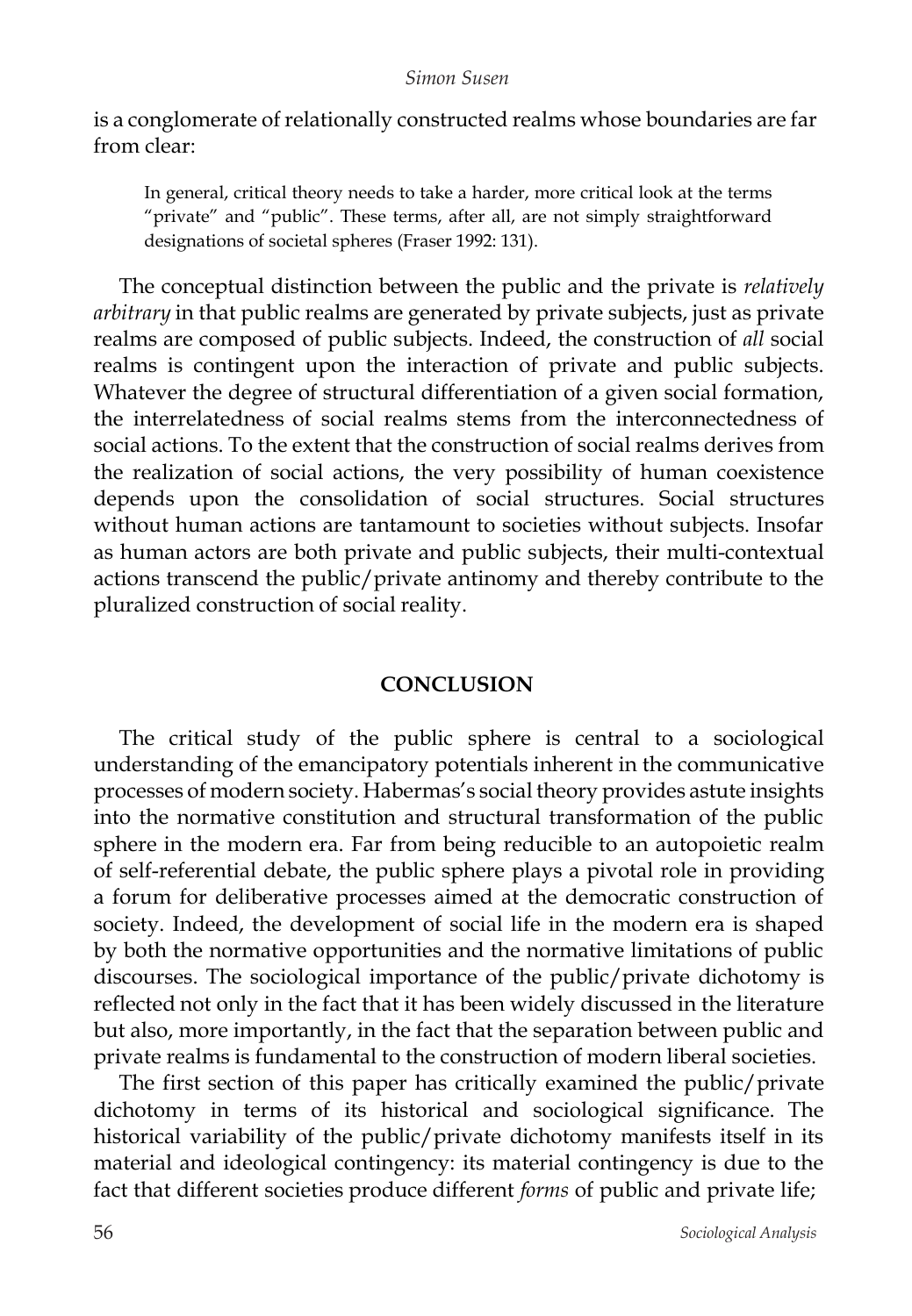is a conglomerate of relationally constructed realms whose boundaries are far from clear:

> In general, critical theory needs to take a harder, more critical look at the terms "private" and "public". These terms, after all, are not simply straightforward designations of societal spheres (Fraser 1992: 131).

The conceptual distinction between the public and the private is *relatively arbitrary* in that public realms are generated by private subjects, just as private realms are composed of public subjects. Indeed, the construction of *all* social realms is contingent upon the interaction of private and public subjects. Whatever the degree of structural differentiation of a given social formation, the interrelatedness of social realms stems from the interconnectedness of social actions. To the extent that the construction of social realms derives from the realization of social actions, the very possibility of human coexistence depends upon the consolidation of social structures. Social structures without human actions are tantamount to societies without subjects. Insofar as human actors are both private and public subjects, their multi-contextual actions transcend the public/private antinomy and thereby contribute to the pluralized construction of social reality.

## CONCLUSION

The critical study of the public sphere is central to a sociological understanding of the emancipatory potentials inherent in the communicative processes of modern society. Habermas's social theory provides astute insights into the normative constitution and structural transformation of the public sphere in the modern era. Far from being reducible to an autopoietic realm of self-referential debate, the public sphere plays a pivotal role in providing a forum for deliberative processes aimed at the democratic construction of society. Indeed, the development of social life in the modern era is shaped by both the normative opportunities and the normative limitations of public discourses. The sociological importance of the public/private dichotomy is reflected not only in the fact that it has been widely discussed in the literature but also, more importantly, in the fact that the separation between public and private realms is fundamental to the construction of modern liberal societies.

The first section of this paper has critically examined the public/private dichotomy in terms of its historical and sociological significance. The historical variability of the public/private dichotomy manifests itself in its material and ideological contingency: its material contingency is due to the fact that different societies produce different *forms* of public and private life;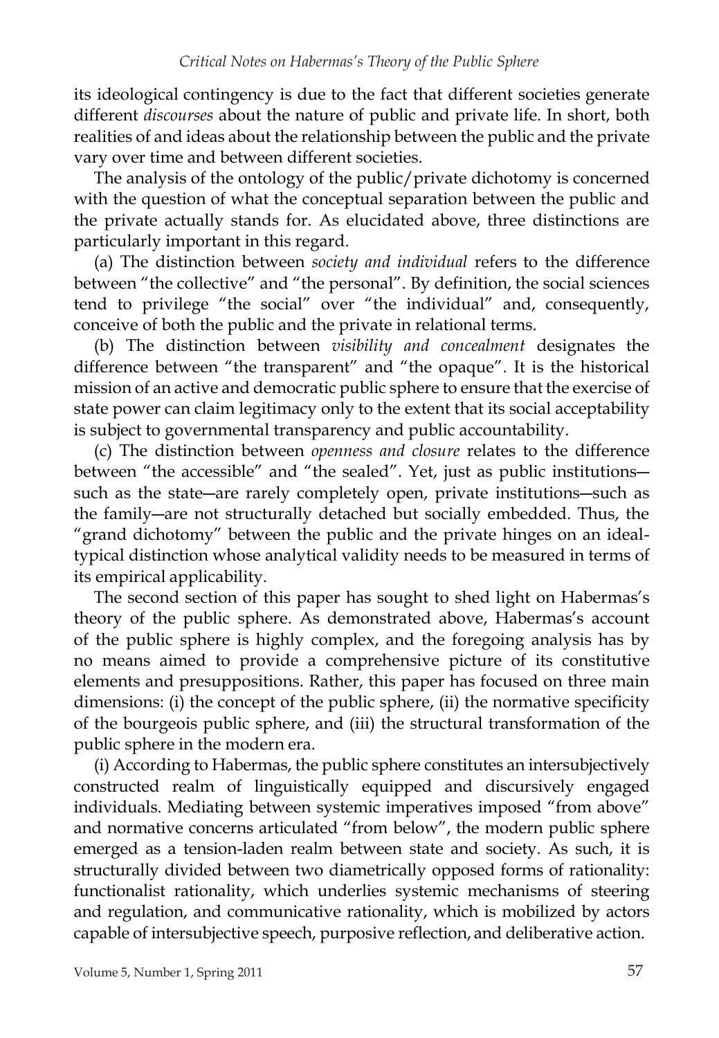its ideological contingency is due to the fact that different societies generate different *discourses* about the nature of public and private life. In short, both realities of and ideas about the relationship between the public and the private vary over time and between different societies.

The analysis of the ontology of the public/private dichotomy is concerned with the question of what the conceptual separation between the public and the private actually stands for. As elucidated above, three distinctions are particularly important in this regard.

(a) The distinction between *society and individual* refers to the difference between "the collective" and "the personal". By definition, the social sciences tend to privilege "the social" over "the individual" and, consequently, conceive of both the public and the private in relational terms.

(b) The distinction between *visibility and concealment* designates the difference between "the transparent" and "the opaque". It is the historical mission of an active and democratic public sphere to ensure that the exercise of state power can claim legitimacy only to the extent that its social acceptability is subject to governmental transparency and public accountability.

(c) The distinction between *openness and closure* relates to the difference between "the accessible" and "the sealed". Yet, just as public institutions—such as the state—are rarely completely open, private institutions—such as the family—are not structurally detached but socially embedded. Thus, the "grand dichotomy" between the public and the private hinges on an ideal-typical distinction whose analytical validity needs to be measured in terms of its empirical applicability.

The second section of this paper has sought to shed light on Habermas's theory of the public sphere. As demonstrated above, Habermas's account of the public sphere is highly complex, and the foregoing analysis has by no means aimed to provide a comprehensive picture of its constitutive elements and presuppositions. Rather, this paper has focused on three main dimensions: (i) the concept of the public sphere, (ii) the normative specificity of the bourgeois public sphere, and (iii) the structural transformation of the public sphere in the modern era.

(i) According to Habermas, the public sphere constitutes an intersubjectively constructed realm of linguistically equipped and discursively engaged individuals. Mediating between systemic imperatives imposed "from above" and normative concerns articulated "from below", the modern public sphere emerged as a tension-laden realm between state and society. As such, it is structurally divided between two diametrically opposed forms of rationality: functionalist rationality, which underlies systemic mechanisms of steering and regulation, and communicative rationality, which is mobilized by actors capable of intersubjective speech, purposive reflection, and deliberative action.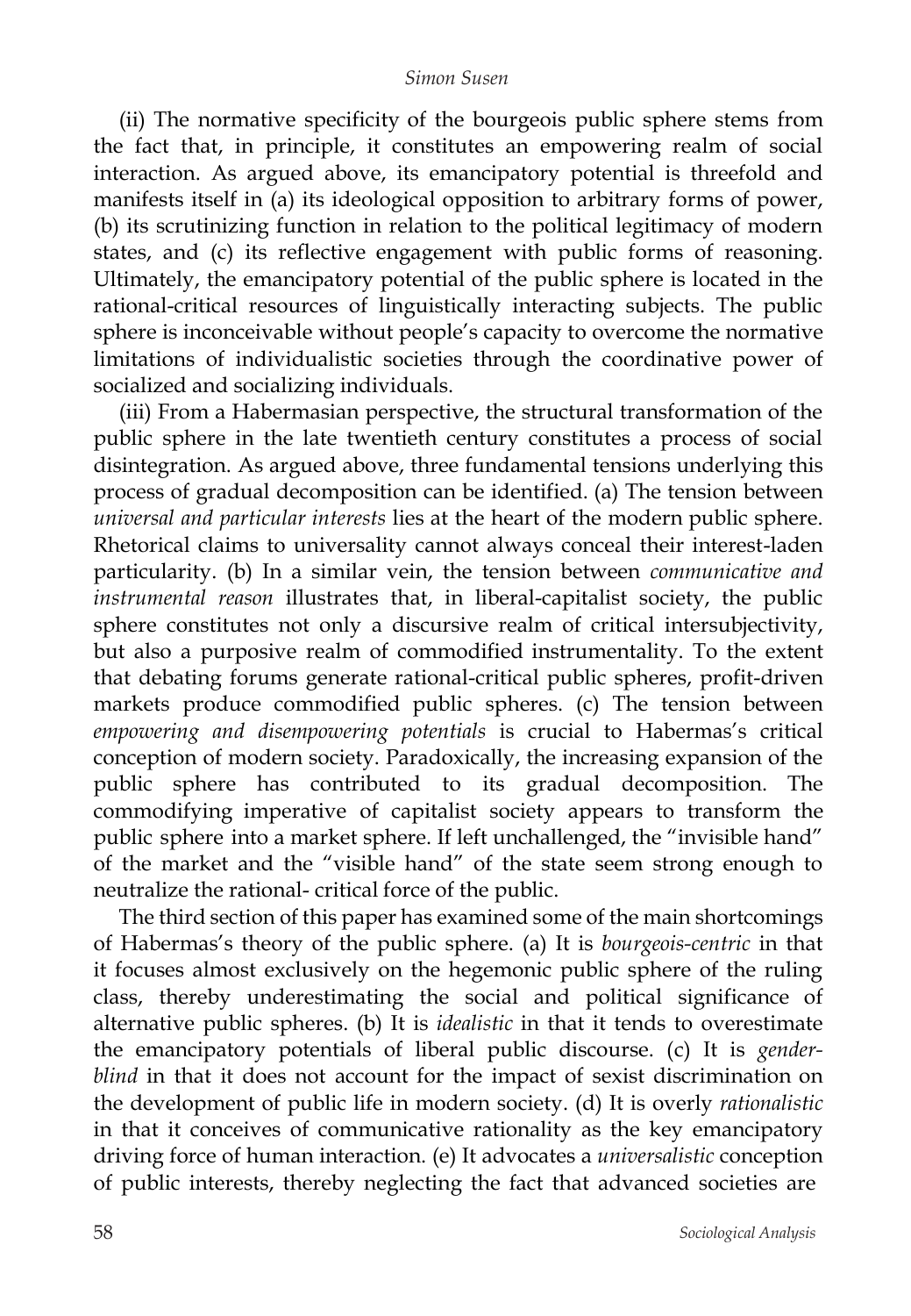(ii) The normative specificity of the bourgeois public sphere stems from the fact that, in principle, it constitutes an empowering realm of social interaction. As argued above, its emancipatory potential is threefold and manifests itself in (a) its ideological opposition to arbitrary forms of power, (b) its scrutinizing function in relation to the political legitimacy of modern states, and (c) its reflective engagement with public forms of reasoning. Ultimately, the emancipatory potential of the public sphere is located in the rational-critical resources of linguistically interacting subjects. The public sphere is inconceivable without people's capacity to overcome the normative limitations of individualistic societies through the coordinative power of socialized and socializing individuals.

(iii) From a Habermasian perspective, the structural transformation of the public sphere in the late twentieth century constitutes a process of social disintegration. As argued above, three fundamental tensions underlying this process of gradual decomposition can be identified. (a) The tension between *universal and particular interests* lies at the heart of the modern public sphere. Rhetorical claims to universality cannot always conceal their interest-laden particularity. (b) In a similar vein, the tension between *communicative and instrumental reason* illustrates that, in liberal-capitalist society, the public sphere constitutes not only a discursive realm of critical intersubjectivity, but also a purposive realm of commodified instrumentality. To the extent that debating forums generate rational-critical public spheres, profit-driven markets produce commodified public spheres. (c) The tension between *empowering and disempowering potentials* is crucial to Habermas's critical conception of modern society. Paradoxically, the increasing expansion of the public sphere has contributed to its gradual decomposition. The commodifying imperative of capitalist society appears to transform the public sphere into a market sphere. If left unchallenged, the "invisible hand" of the market and the "visible hand" of the state seem strong enough to neutralize the rational- critical force of the public.

The third section of this paper has examined some of the main shortcomings of Habermas's theory of the public sphere. (a) It is *bourgeois-centric* in that it focuses almost exclusively on the hegemonic public sphere of the ruling class, thereby underestimating the social and political significance of alternative public spheres. (b) It is *idealistic* in that it tends to overestimate the emancipatory potentials of liberal public discourse. (c) It is *gender-blind* in that it does not account for the impact of sexist discrimination on the development of public life in modern society. (d) It is overly *rationalistic* in that it conceives of communicative rationality as the key emancipatory driving force of human interaction. (e) It advocates a *universalistic* conception of public interests, thereby neglecting the fact that advanced societies are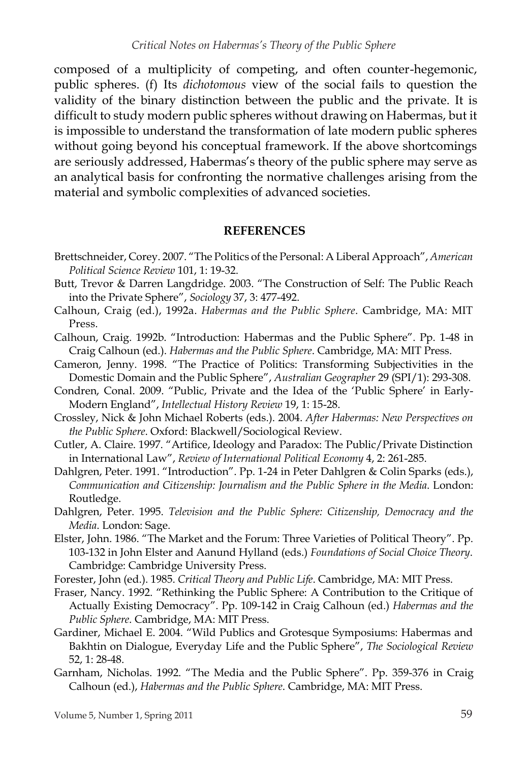composed of a multiplicity of competing, and often counter-hegemonic, public spheres. (f) Its *dichotomous* view of the social fails to question the validity of the binary distinction between the public and the private. It is difficult to study modern public spheres without drawing on Habermas, but it is impossible to understand the transformation of late modern public spheres without going beyond his conceptual framework. If the above shortcomings are seriously addressed, Habermas's theory of the public sphere may serve as an analytical basis for confronting the normative challenges arising from the material and symbolic complexities of advanced societies.

## REFERENCES

Brettschneider, Corey. 2007. "The Politics of the Personal: A Liberal Approach", *American Political Science Review* 101, 1: 19-32.

Butt, Trevor & Darren Langdridge. 2003. "The Construction of Self: The Public Reach into the Private Sphere", *Sociology* 37, 3: 477-492.

Calhoun, Craig (ed.), 1992a. *Habermas and the Public Sphere*. Cambridge, MA: MIT Press.

Calhoun, Craig. 1992b. "Introduction: Habermas and the Public Sphere". Pp. 1-48 in Craig Calhoun (ed.). *Habermas and the Public Sphere*. Cambridge, MA: MIT Press.

Cameron, Jenny. 1998. "The Practice of Politics: Transforming Subjectivities in the Domestic Domain and the Public Sphere", *Australian Geographer* 29 (SPI/1): 293-308.

Condren, Conal. 2009. "Public, Private and the Idea of the 'Public Sphere' in Early-Modern England", *Intellectual History Review* 19, 1: 15-28.

Crossley, Nick & John Michael Roberts (eds.). 2004. *After Habermas: New Perspectives on the Public Sphere*. Oxford: Blackwell/Sociological Review.

Cutler, A. Claire. 1997. "Artifice, Ideology and Paradox: The Public/Private Distinction in International Law", *Review of International Political Economy* 4, 2: 261-285.

Dahlgren, Peter. 1991. "Introduction". Pp. 1-24 in Peter Dahlgren & Colin Sparks (eds.), *Communication and Citizenship: Journalism and the Public Sphere in the Media*. London: Routledge.

Dahlgren, Peter. 1995. *Television and the Public Sphere: Citizenship, Democracy and the Media*. London: Sage.

Elster, John. 1986. "The Market and the Forum: Three Varieties of Political Theory". Pp. 103-132 in John Elster and Aanund Hylland (eds.) *Foundations of Social Choice Theory*. Cambridge: Cambridge University Press.

Forester, John (ed.). 1985. *Critical Theory and Public Life*. Cambridge, MA: MIT Press.

Fraser, Nancy. 1992. "Rethinking the Public Sphere: A Contribution to the Critique of Actually Existing Democracy". Pp. 109-142 in Craig Calhoun (ed.) *Habermas and the Public Sphere*. Cambridge, MA: MIT Press.

Gardiner, Michael E. 2004. "Wild Publics and Grotesque Symposiums: Habermas and Bakhtin on Dialogue, Everyday Life and the Public Sphere", *The Sociological Review* 52, 1: 28-48.

Garnham, Nicholas. 1992. "The Media and the Public Sphere". Pp. 359-376 in Craig Calhoun (ed.), *Habermas and the Public Sphere*. Cambridge, MA: MIT Press.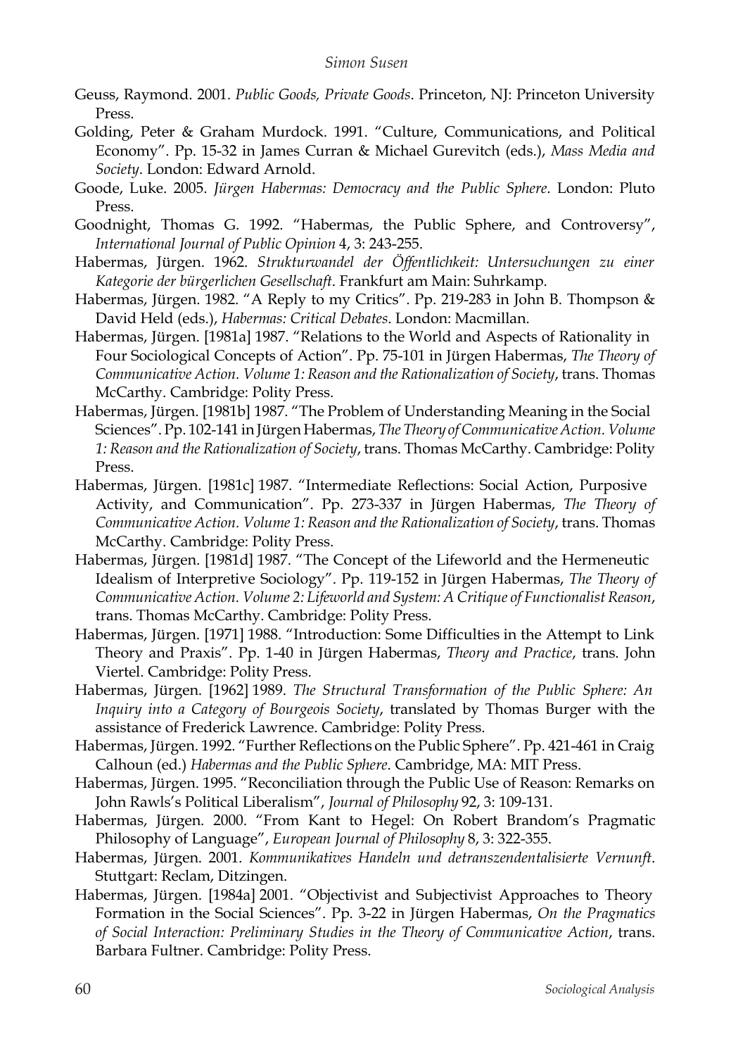Geuss, Raymond. 2001. *Public Goods, Private Goods*. Princeton, NJ: Princeton University Press.

Golding, Peter & Graham Murdock. 1991. "Culture, Communications, and Political Economy". Pp. 15-32 in James Curran & Michael Gurevitch (eds.), *Mass Media and Society*. London: Edward Arnold.

Goode, Luke. 2005. *Jürgen Habermas: Democracy and the Public Sphere*. London: Pluto Press.

Goodnight, Thomas G. 1992. "Habermas, the Public Sphere, and Controversy", *International Journal of Public Opinion* 4, 3: 243-255.

Habermas, Jürgen. 1962. *Strukturwandel der Öffentlichkeit: Untersuchungen zu einer Kategorie der bürgerlichen Gesellschaft*. Frankfurt am Main: Suhrkamp.

Habermas, Jürgen. 1982. "A Reply to my Critics". Pp. 219-283 in John B. Thompson & David Held (eds.), *Habermas: Critical Debates*. London: Macmillan.

Habermas, Jürgen. [1981a] 1987. "Relations to the World and Aspects of Rationality in Four Sociological Concepts of Action". Pp. 75-101 in Jürgen Habermas, *The Theory of Communicative Action. Volume 1: Reason and the Rationalization of Society*, trans. Thomas McCarthy. Cambridge: Polity Press.

Habermas, Jürgen. [1981b] 1987. "The Problem of Understanding Meaning in the Social Sciences". Pp. 102-141 in Jürgen Habermas, *The Theory of Communicative Action. Volume 1: Reason and the Rationalization of Society*, trans. Thomas McCarthy. Cambridge: Polity Press.

Habermas, Jürgen. [1981c] 1987. "Intermediate Reflections: Social Action, Purposive Activity, and Communication". Pp. 273-337 in Jürgen Habermas, *The Theory of Communicative Action. Volume 1: Reason and the Rationalization of Society*, trans. Thomas McCarthy. Cambridge: Polity Press.

Habermas, Jürgen. [1981d] 1987. "The Concept of the Lifeworld and the Hermeneutic Idealism of Interpretive Sociology". Pp. 119-152 in Jürgen Habermas, *The Theory of Communicative Action. Volume 2: Lifeworld and System: A Critique of Functionalist Reason*, trans. Thomas McCarthy. Cambridge: Polity Press.

Habermas, Jürgen. [1971] 1988. "Introduction: Some Difficulties in the Attempt to Link Theory and Praxis". Pp. 1-40 in Jürgen Habermas, *Theory and Practice*, trans. John Viertel. Cambridge: Polity Press.

Habermas, Jürgen. [1962] 1989. *The Structural Transformation of the Public Sphere: An Inquiry into a Category of Bourgeois Society*, translated by Thomas Burger with the assistance of Frederick Lawrence. Cambridge: Polity Press.

Habermas, Jürgen. 1992. "Further Reflections on the Public Sphere". Pp. 421-461 in Craig Calhoun (ed.) *Habermas and the Public Sphere*. Cambridge, MA: MIT Press.

Habermas, Jürgen. 1995. "Reconciliation through the Public Use of Reason: Remarks on John Rawls's Political Liberalism", *Journal of Philosophy* 92, 3: 109-131.

Habermas, Jürgen. 2000. "From Kant to Hegel: On Robert Brandom's Pragmatic Philosophy of Language", *European Journal of Philosophy* 8, 3: 322-355.

Habermas, Jürgen. 2001. *Kommunikatives Handeln und detranszendentalisierte Vernunft*. Stuttgart: Reclam, Ditzingen.

Habermas, Jürgen. [1984a] 2001. "Objectivist and Subjectivist Approaches to Theory Formation in the Social Sciences". Pp. 3-22 in Jürgen Habermas, *On the Pragmatics of Social Interaction: Preliminary Studies in the Theory of Communicative Action*, trans. Barbara Fultner. Cambridge: Polity Press.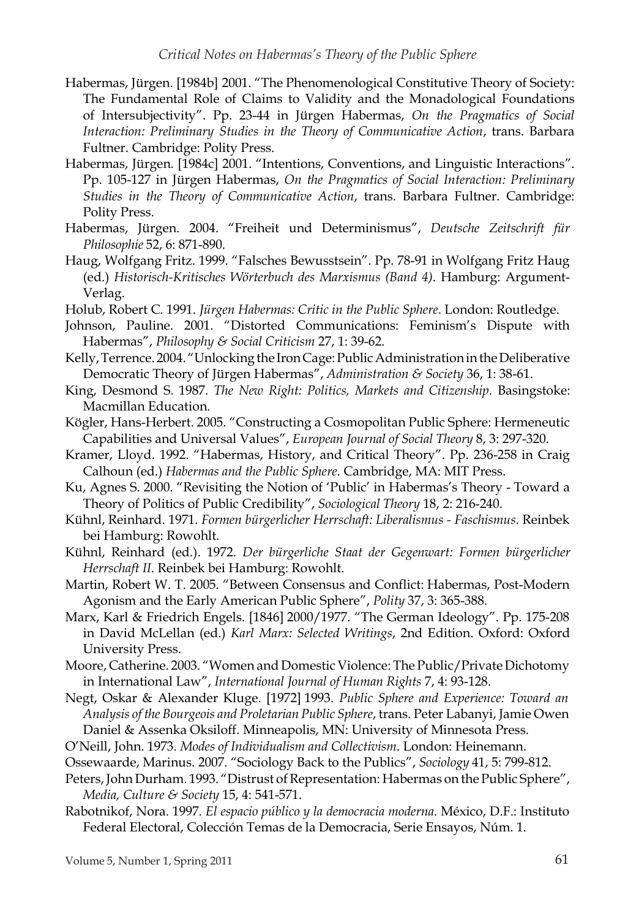Habermas, Jürgen. [1984b] 2001. "The Phenomenological Constitutive Theory of Society: The Fundamental Role of Claims to Validity and the Monadological Foundations of Intersubjectivity". Pp. 23-44 in Jürgen Habermas, *On the Pragmatics of Social Interaction: Preliminary Studies in the Theory of Communicative Action*, trans. Barbara Fultner. Cambridge: Polity Press.

Habermas, Jürgen. [1984c] 2001. "Intentions, Conventions, and Linguistic Interactions". Pp. 105-127 in Jürgen Habermas, *On the Pragmatics of Social Interaction: Preliminary Studies in the Theory of Communicative Action*, trans. Barbara Fultner. Cambridge: Polity Press.

Habermas, Jürgen. 2004. "Freiheit und Determinismus", *Deutsche Zeitschrift für Philosophie* 52, 6: 871-890.

Haug, Wolfgang Fritz. 1999. "Falsches Bewusstsein". Pp. 78-91 in Wolfgang Fritz Haug (ed.) *Historisch-Kritisches Wörterbuch des Marxismus (Band 4)*. Hamburg: Argument-Verlag.

Holub, Robert C. 1991. *Jürgen Habermas: Critic in the Public Sphere*. London: Routledge.

Johnson, Pauline. 2001. "Distorted Communications: Feminism's Dispute with Habermas", *Philosophy & Social Criticism* 27, 1: 39-62.

Kelly, Terrence. 2004. "Unlocking the Iron Cage: Public Administration in the Deliberative Democratic Theory of Jürgen Habermas", *Administration & Society* 36, 1: 38-61.

King, Desmond S. 1987. *The New Right: Politics, Markets and Citizenship*. Basingstoke: Macmillan Education.

Kögler, Hans-Herbert. 2005. "Constructing a Cosmopolitan Public Sphere: Hermeneutic Capabilities and Universal Values", *European Journal of Social Theory* 8, 3: 297-320.

Kramer, Lloyd. 1992. "Habermas, History, and Critical Theory". Pp. 236-258 in Craig Calhoun (ed.) *Habermas and the Public Sphere*. Cambridge, MA: MIT Press.

Ku, Agnes S. 2000. "Revisiting the Notion of 'Public' in Habermas's Theory - Toward a Theory of Politics of Public Credibility", *Sociological Theory* 18, 2: 216-240.

Kühnl, Reinhard. 1971. *Formen bürgerlicher Herrschaft: Liberalismus - Faschismus*. Reinbek bei Hamburg: Rowohlt.

Kühnl, Reinhard (ed.). 1972. *Der bürgerliche Staat der Gegenwart: Formen bürgerlicher Herrschaft II*. Reinbek bei Hamburg: Rowohlt.

Martin, Robert W. T. 2005. "Between Consensus and Conflict: Habermas, Post-Modern Agonism and the Early American Public Sphere", *Polity* 37, 3: 365-388.

Marx, Karl & Friedrich Engels. [1846] 2000/1977. "The German Ideology". Pp. 175-208 in David McLellan (ed.) *Karl Marx: Selected Writings*, 2nd Edition. Oxford: Oxford University Press.

Moore, Catherine. 2003. "Women and Domestic Violence: The Public/Private Dichotomy in International Law", *International Journal of Human Rights* 7, 4: 93-128.

Negt, Oskar & Alexander Kluge. [1972] 1993. *Public Sphere and Experience: Toward an Analysis of the Bourgeois and Proletarian Public Sphere*, trans. Peter Labanyi, Jamie Owen Daniel & Assenka Oksiloff. Minneapolis, MN: University of Minnesota Press.

O'Neill, John. 1973. *Modes of Individualism and Collectivism*. London: Heinemann.

Ossewaarde, Marinus. 2007. "Sociology Back to the Publics", *Sociology* 41, 5: 799-812.

Peters, John Durham. 1993. "Distrust of Representation: Habermas on the Public Sphere", *Media, Culture & Society* 15, 4: 541-571.

Rabotnikof, Nora. 1997. *El espacio público y la democracia moderna*. México, D.F.: Instituto Federal Electoral, Colección Temas de la Democracia, Serie Ensayos, Núm. 1.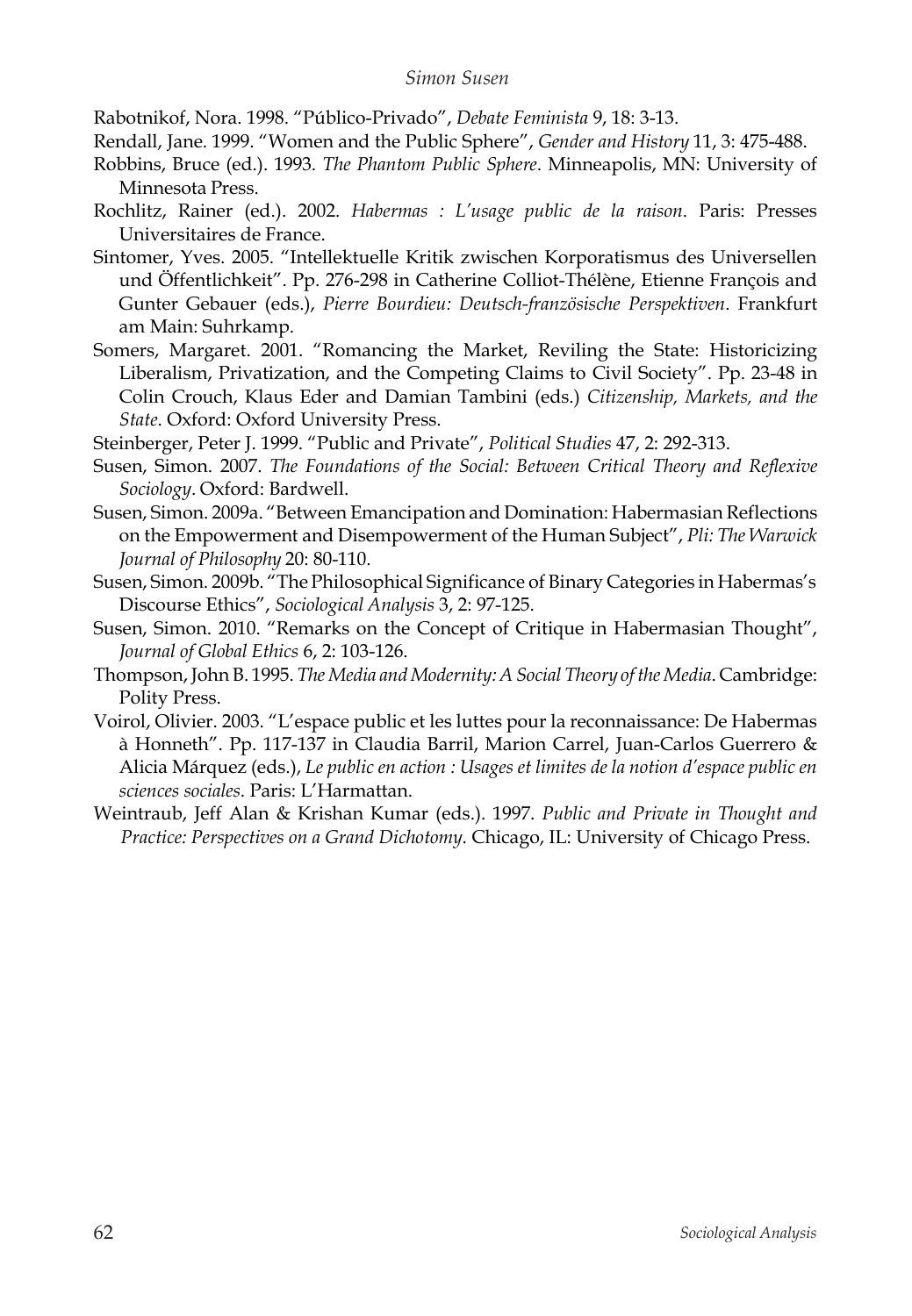Rabotnikof, Nora. 1998. "Público-Privado", *Debate Feminista* 9, 18: 3-13.

Rendall, Jane. 1999. "Women and the Public Sphere", *Gender and History* 11, 3: 475-488.

Robbins, Bruce (ed.). 1993. *The Phantom Public Sphere*. Minneapolis, MN: University of Minnesota Press.

Rochlitz, Rainer (ed.). 2002. *Habermas : L'usage public de la raison*. Paris: Presses Universitaires de France.

Sintomer, Yves. 2005. "Intellektuelle Kritik zwischen Korporatismus des Universellen und Öffentlichkeit". Pp. 276-298 in Catherine Colliot-Thélène, Etienne François and Gunter Gebauer (eds.), *Pierre Bourdieu: Deutsch-französische Perspektiven*. Frankfurt am Main: Suhrkamp.

Somers, Margaret. 2001. "Romancing the Market, Reviling the State: Historicizing Liberalism, Privatization, and the Competing Claims to Civil Society". Pp. 23-48 in Colin Crouch, Klaus Eder and Damian Tambini (eds.) *Citizenship, Markets, and the State*. Oxford: Oxford University Press.

Steinberger, Peter J. 1999. "Public and Private", *Political Studies* 47, 2: 292-313.

Susen, Simon. 2007. *The Foundations of the Social: Between Critical Theory and Reflexive Sociology*. Oxford: Bardwell.

Susen, Simon. 2009a. "Between Emancipation and Domination: Habermasian Reflections on the Empowerment and Disempowerment of the Human Subject", *Pli: The Warwick Journal of Philosophy* 20: 80-110.

Susen, Simon. 2009b. "The Philosophical Significance of Binary Categories in Habermas's Discourse Ethics", *Sociological Analysis* 3, 2: 97-125.

Susen, Simon. 2010. "Remarks on the Concept of Critique in Habermasian Thought", *Journal of Global Ethics* 6, 2: 103-126.

Thompson, John B. 1995. *The Media and Modernity: A Social Theory of the Media*. Cambridge: Polity Press.

Voirol, Olivier. 2003. "L'espace public et les luttes pour la reconnaissance: De Habermas à Honneth". Pp. 117-137 in Claudia Barril, Marion Carrel, Juan-Carlos Guerrero & Alicia Márquez (eds.), *Le public en action : Usages et limites de la notion d'espace public en sciences sociales*. Paris: L'Harmattan.

Weintraub, Jeff Alan & Krishan Kumar (eds.). 1997. *Public and Private in Thought and Practice: Perspectives on a Grand Dichotomy*. Chicago, IL: University of Chicago Press.